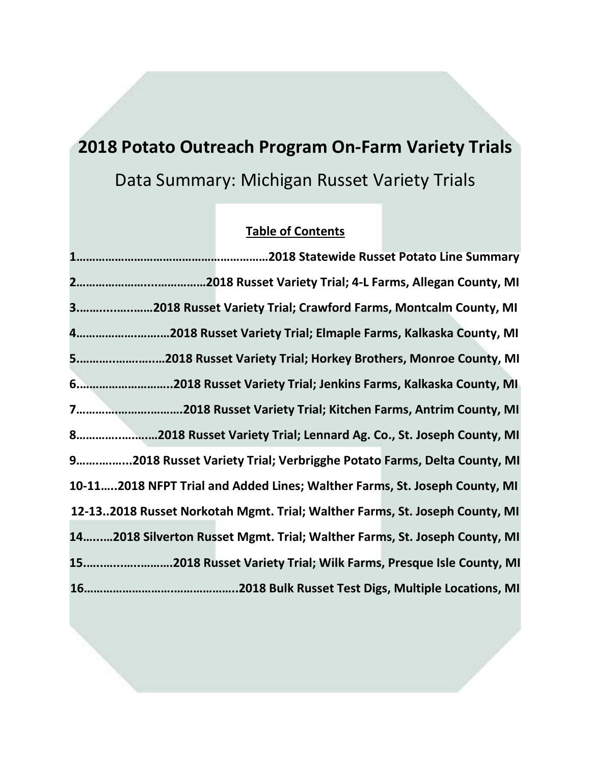# 2018 Potato Outreach Program On-Farm Variety Trials

## Data Summary: Michigan Russet Variety Trials

**Table of Contents**

**1……………………………………………………2018 Statewide Russet Potato Line Summary**

**2………………….…………….2018 Russet Variety Trial; 4-L Farms, Allegan County, MI**

**3……...…...……2018 Russet Variety Trial; Crawford Farms, Montcalm County, MI**

**4………………………2018 Russet Variety Trial; Elmaple Farms, Kalkaska County, MI**

**5……….……….…2018 Russet Variety Trial; Horkey Brothers, Monroe County, MI**

**6………………………..2018 Russet Variety Trial; Jenkins Farms, Kalkaska County, MI**

**7…………….……….….2018 Russet Variety Trial; Kitchen Farms, Antrim County, MI**

**8……………..……2018 Russet Variety Trial; Lennard Ag. Co., St. Joseph County, MI**

**9……..……...2018 Russet Variety Trial; Verbrigghe Potato Farms, Delta County, MI**

**10-11…..2018 NFPT Trial and Added Lines; Walther Farms, St. Joseph County, MI**

**12-13..2018 Russet Norkotah Mgmt. Trial; Walther Farms, St. Joseph County, MI**

**14…..…2018 Silverton Russet Mgmt. Trial; Walther Farms, St. Joseph County, MI**

**15………..…..………2018 Russet Variety Trial; Wilk Farms, Presque Isle County, MI**

**16……………………….……………..2018 Bulk Russet Test Digs, Multiple Locations, MI**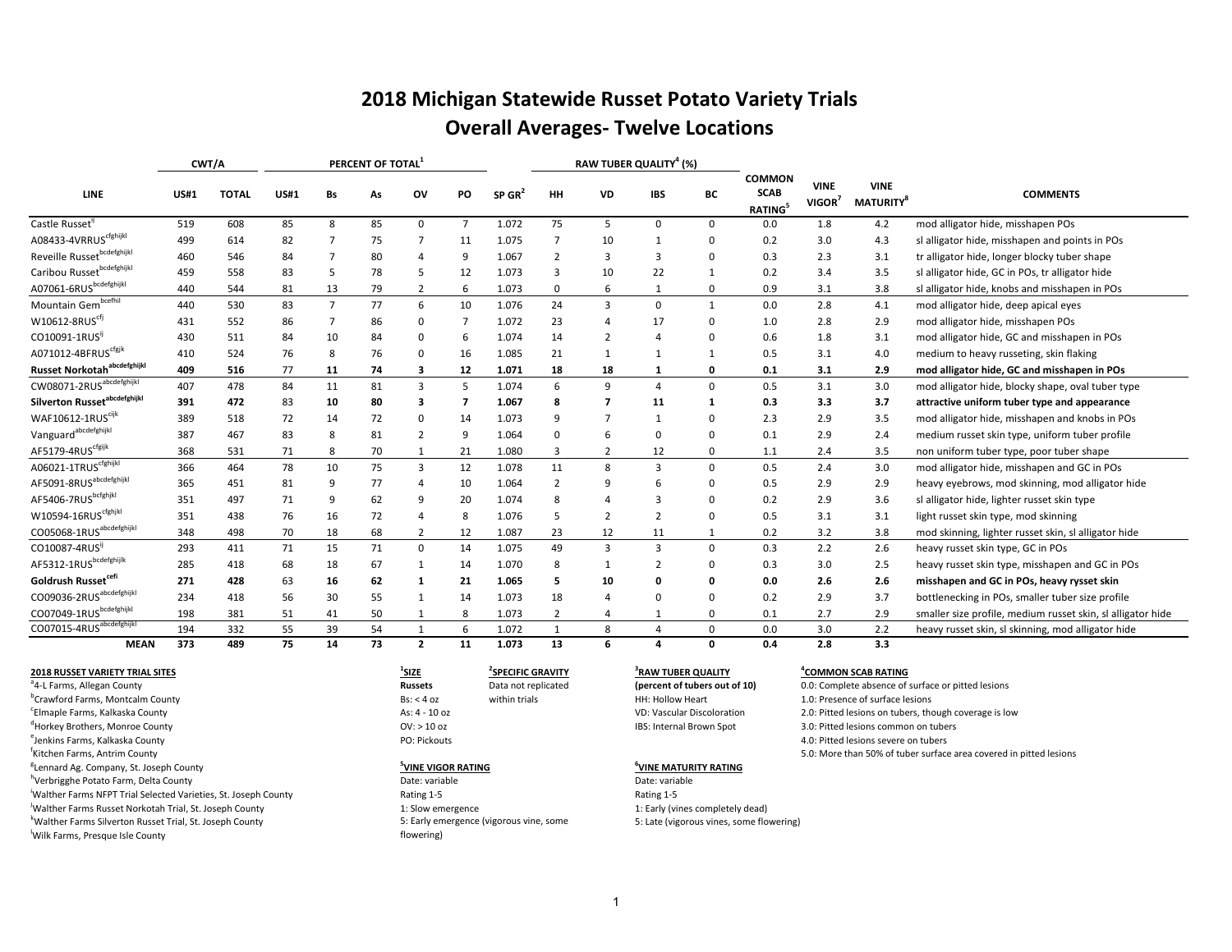# 2018 Michigan Statewide Russet Potato Variety Trials
## Overall Averages- Twelve Locations

| LINE | CWT/A | | PERCENT OF TOTAL[1] | | | | | SP GR[2] | RAW TUBER QUALITY[4] (%) | | | | COMMON SCAB RATING[5] | VINE VIGOR[7] | VINE MATURITY[8] | COMMENTS |
|---|---|---|---|---|---|---|---|---|---|---|---|---|---|---|---|---|
| | US#1 | TOTAL | US#1 | Bs | As | OV | PO | | HH | VD | IBS | BC | | | | |
| Castle Russet[ij] | 519 | 608 | 85 | 8 | 85 | 0 | 7 | 1.072 | 75 | 5 | 0 | 0 | 0.0 | 1.8 | 4.2 | mod alligator hide, misshapen POs |
| A08433-4VRRUS[cfghijkl] | 499 | 614 | 82 | 7 | 75 | 7 | 11 | 1.075 | 7 | 10 | 1 | 0 | 0.2 | 3.0 | 4.3 | sl alligator hide, misshapen and points in POs |
| Reveille Russet[bcdefghijkl] | 460 | 546 | 84 | 7 | 80 | 4 | 9 | 1.067 | 2 | 3 | 3 | 0 | 0.3 | 2.3 | 3.1 | tr alligator hide, longer blocky tuber shape |
| Caribou Russet[bcdefghijkl] | 459 | 558 | 83 | 5 | 78 | 5 | 12 | 1.073 | 3 | 10 | 22 | 1 | 0.2 | 3.4 | 3.5 | sl alligator hide, GC in POs, tr alligator hide |
| A07061-6RUS[bcdefghijkl] | 440 | 544 | 81 | 13 | 79 | 2 | 6 | 1.073 | 0 | 6 | 1 | 0 | 0.9 | 3.1 | 3.8 | sl alligator hide, knobs and misshapen in POs |
| Mountain Gem[bcefhil] | 440 | 530 | 83 | 7 | 77 | 6 | 10 | 1.076 | 24 | 3 | 0 | 1 | 0.0 | 2.8 | 4.1 | mod alligator hide, deep apical eyes |
| W10612-8RUS[cfj] | 431 | 552 | 86 | 7 | 86 | 0 | 7 | 1.072 | 23 | 4 | 17 | 0 | 1.0 | 2.8 | 2.9 | mod alligator hide, misshapen POs |
| CO10091-1RUS[ij] | 430 | 511 | 84 | 10 | 84 | 0 | 6 | 1.074 | 14 | 2 | 4 | 0 | 0.6 | 1.8 | 3.1 | mod alligator hide, GC and misshapen in POs |
| A071012-4BFRUS[cfgjk] | 410 | 524 | 76 | 8 | 76 | 0 | 16 | 1.085 | 21 | 1 | 1 | 1 | 0.5 | 3.1 | 4.0 | medium to heavy russeting, skin flaking |
| **Russet Norkotah[abcdefghijkl]** | **409** | **516** | **77** | **11** | **74** | **3** | **12** | **1.071** | **18** | **18** | **1** | **0** | **0.1** | **3.1** | **2.9** | **mod alligator hide, GC and misshapen in POs** |
| CW08071-2RUS[abcdefghijkl] | 407 | 478 | 84 | 11 | 81 | 3 | 5 | 1.074 | 6 | 9 | 4 | 0 | 0.5 | 3.1 | 3.0 | mod alligator hide, blocky shape, oval tuber type |
| **Silverton Russet[abcdefghijkl]** | **391** | **472** | **83** | **10** | **80** | **3** | **7** | **1.067** | **8** | **7** | **11** | **1** | **0.3** | **3.3** | **3.7** | **attractive uniform tuber type and appearance** |
| WAF10612-1RUS[cijk] | 389 | 518 | 72 | 14 | 72 | 0 | 14 | 1.073 | 9 | 7 | 1 | 0 | 2.3 | 2.9 | 3.5 | mod alligator hide, misshapen and knobs in POs |
| Vanguard[abcdefghijkl] | 387 | 467 | 83 | 8 | 81 | 2 | 9 | 1.064 | 0 | 6 | 0 | 0 | 0.1 | 2.9 | 2.4 | medium russet skin type, uniform tuber profile |
| AF5179-4RUS[cfgijk] | 368 | 531 | 71 | 8 | 70 | 1 | 21 | 1.080 | 3 | 2 | 12 | 0 | 1.1 | 2.4 | 3.5 | non uniform tuber type, poor tuber shape |
| A06021-1TRUS[cfghijkl] | 366 | 464 | 78 | 10 | 75 | 3 | 12 | 1.078 | 11 | 8 | 3 | 0 | 0.5 | 2.4 | 3.0 | mod alligator hide, misshapen and GC in POs |
| AF5091-8RUS[abcdefghijkl] | 365 | 451 | 81 | 9 | 77 | 4 | 10 | 1.064 | 2 | 9 | 6 | 0 | 0.5 | 2.9 | 2.9 | heavy eyebrows, mod skinning, mod alligator hide |
| AF5406-7RUS[bcfghjkl] | 351 | 497 | 71 | 9 | 62 | 9 | 20 | 1.074 | 8 | 4 | 3 | 0 | 0.2 | 2.9 | 3.6 | sl alligator hide, lighter russet skin type |
| W10594-16RUS[cfghijkl] | 351 | 438 | 76 | 16 | 72 | 4 | 8 | 1.076 | 5 | 2 | 2 | 0 | 0.5 | 3.1 | 3.1 | light russet skin type, mod skinning |
| CO05068-1RUS[abcdefghijkl] | 348 | 498 | 70 | 18 | 68 | 2 | 12 | 1.087 | 23 | 12 | 11 | 1 | 0.2 | 3.2 | 3.8 | mod skinning, lighter russet skin, sl alligator hide |
| CO10087-4RUS[ij] | 293 | 411 | 71 | 15 | 71 | 0 | 14 | 1.075 | 49 | 3 | 3 | 0 | 0.3 | 2.2 | 2.6 | heavy russet skin type, GC in POs |
| AF5312-1RUS[bcdefghijlk] | 285 | 418 | 68 | 18 | 67 | 1 | 14 | 1.070 | 8 | 1 | 2 | 0 | 0.3 | 3.0 | 2.5 | heavy russet skin type, misshapen and GC in POs |
| **Goldrush Russet[cefi]** | **271** | **428** | **63** | **16** | **62** | **1** | **21** | **1.065** | **5** | **10** | **0** | **0** | **0.0** | **2.6** | **2.6** | **misshapen and GC in POs, heavy rysset skin** |
| CO09036-2RUS[abcdefghijkl] | 234 | 418 | 56 | 30 | 55 | 1 | 14 | 1.073 | 18 | 4 | 0 | 0 | 0.2 | 2.9 | 3.7 | bottlenecking in POs, smaller tuber size profile |
| CO07049-1RUS[bcdefghijkl] | 198 | 381 | 51 | 41 | 50 | 1 | 8 | 1.073 | 2 | 4 | 1 | 0 | 0.1 | 2.7 | 2.9 | smaller size profile, medium russet skin, sl alligator hide |
| CO07015-4RUS[abcdefghijkl] | 194 | 332 | 55 | 39 | 54 | 1 | 6 | 1.072 | 1 | 8 | 4 | 0 | 0.0 | 3.0 | 2.2 | heavy russet skin, sl skinning, mod alligator hide |
| **MEAN** | **373** | **489** | **75** | **14** | **73** | **2** | **11** | **1.073** | **13** | **6** | **4** | **0** | **0.4** | **2.8** | **3.3** | |

**2018 RUSSET VARIETY TRIAL SITES**

[a]4-L Farms, Allegan County
[b]Crawford Farms, Montcalm County
[c]Elmaple Farms, Kalkaska County
[d]Horkey Brothers, Monroe County
[e]Jenkins Farms, Kalkaska County
[f]Kitchen Farms, Antrim County
[g]Lennard Ag. Company, St. Joseph County
[h]Verbrigghe Potato Farm, Delta County
[i]Walther Farms NFPT Trial Selected Varieties, St. Joseph County
[j]Walther Farms Russet Norkotah Trial, St. Joseph County
[k]Walther Farms Silverton Russet Trial, St. Joseph County
[l]Wilk Farms, Presque Isle County

**[1]SIZE**
**Russets**
Bs: < 4 oz
As: 4 - 10 oz
OV: > 10 oz
PO: Pickouts

**[2]SPECIFIC GRAVITY**
Data not replicated within trials

**[3]RAW TUBER QUALITY**
**(percent of tubers out of 10)**
HH: Hollow Heart
VD: Vascular Discoloration
IBS: Internal Brown Spot

**[4]COMMON SCAB RATING**
0.0: Complete absence of surface or pitted lesions
1.0: Presence of surface lesions
2.0: Pitted lesions on tubers, though coverage is low
3.0: Pitted lesions common on tubers
4.0: Pitted lesions severe on tubers
5.0: More than 50% of tuber surface area covered in pitted lesions

**[5]VINE VIGOR RATING**
Date: variable
Rating 1-5
1: Slow emergence
5: Early emergence (vigorous vine, some flowering)

**[6]VINE MATURITY RATING**
Date: variable
Rating 1-5
1: Early (vines completely dead)
5: Late (vigorous vines, some flowering)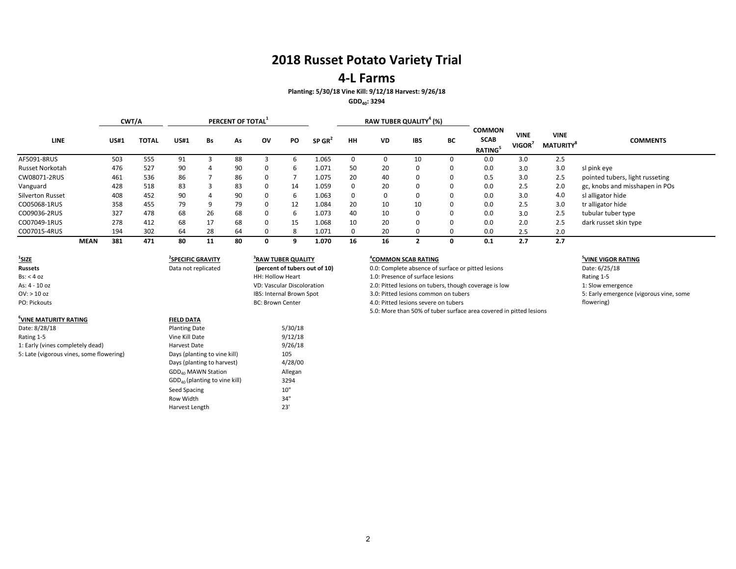# 2018 Russet Potato Variety Trial

## 4-L Farms

**Planting: 5/30/18 Vine Kill: 9/12/18 Harvest: 9/26/18**

**$GDD_{40}$: 3294**

| LINE | CWT/A | | PERCENT OF TOTAL[1] | | | | | | RAW TUBER QUALITY[4] (%) | | | | | | | |
|---|---|---|---|---|---|---|---|---|---|---|---|---|---|---|---|---|
| | US#1 | TOTAL | US#1 | Bs | As | OV | PO | SP GR[2] | HH | VD | IBS | BC | COMMON SCAB RATING[5] | VINE VIGOR[7] | VINE MATURITY[8] | COMMENTS |
| AF5091-8RUS | 503 | 555 | 91 | 3 | 88 | 3 | 6 | 1.065 | 0 | 0 | 10 | 0 | 0.0 | 3.0 | 2.5 | |
| Russet Norkotah | 476 | 527 | 90 | 4 | 90 | 0 | 6 | 1.071 | 50 | 20 | 0 | 0 | 0.0 | 3.0 | 3.0 | sl pink eye |
| CW08071-2RUS | 461 | 536 | 86 | 7 | 86 | 0 | 7 | 1.075 | 20 | 40 | 0 | 0 | 0.5 | 3.0 | 2.5 | pointed tubers, light russeting |
| Vanguard | 428 | 518 | 83 | 3 | 83 | 0 | 14 | 1.059 | 0 | 20 | 0 | 0 | 0.0 | 2.5 | 2.0 | gc, knobs and misshapen in POs |
| Silverton Russet | 408 | 452 | 90 | 4 | 90 | 0 | 6 | 1.063 | 0 | 0 | 0 | 0 | 0.0 | 3.0 | 4.0 | sl alligator hide |
| CO05068-1RUS | 358 | 455 | 79 | 9 | 79 | 0 | 12 | 1.084 | 20 | 10 | 10 | 0 | 0.0 | 2.5 | 3.0 | tr alligator hide |
| CO09036-2RUS | 327 | 478 | 68 | 26 | 68 | 0 | 6 | 1.073 | 40 | 10 | 0 | 0 | 0.0 | 3.0 | 2.5 | tubular tuber type |
| CO07049-1RUS | 278 | 412 | 68 | 17 | 68 | 0 | 15 | 1.068 | 10 | 20 | 0 | 0 | 0.0 | 2.0 | 2.5 | dark russet skin type |
| CO07015-4RUS | 194 | 302 | 64 | 28 | 64 | 0 | 8 | 1.071 | 0 | 20 | 0 | 0 | 0.0 | 2.5 | 2.0 | |
| **MEAN** | **381** | **471** | **80** | **11** | **80** | **0** | **9** | **1.070** | **16** | **16** | **2** | **0** | **0.1** | **2.7** | **2.7** | |

**[1]SIZE**
**Russets**
Bs: < 4 oz
As: 4 - 10 oz
OV: > 10 oz
PO: Pickouts

**[2]SPECIFIC GRAVITY**
Data not replicated

**[3]RAW TUBER QUALITY**
**(percent of tubers out of 10)**
HH: Hollow Heart
VD: Vascular Discoloration
IBS: Internal Brown Spot
BC: Brown Center

**[4]COMMON SCAB RATING**
0.0: Complete absence of surface or pitted lesions
1.0: Presence of surface lesions
2.0: Pitted lesions on tubers, though coverage is low
3.0: Pitted lesions common on tubers
4.0: Pitted lesions severe on tubers
5.0: More than 50% of tuber surface area covered in pitted lesions

**[5]VINE VIGOR RATING**
Date: 6/25/18
Rating 1-5
1: Slow emergence
5: Early emergence (vigorous vine, some flowering)

**[6]VINE MATURITY RATING**
Date: 8/28/18
Rating 1-5
1: Early (vines completely dead)
5: Late (vigorous vines, some flowering)

**FIELD DATA**

| | |
|---|---|
| Planting Date | 5/30/18 |
| Vine Kill Date | 9/12/18 |
| Harvest Date | 9/26/18 |
| Days (planting to vine kill) | 105 |
| Days (planting to harvest) | 4/28/00 |
| $GDD_{40}$ MAWN Station | Allegan |
| $GDD_{40}$ (planting to vine kill) | 3294 |
| Seed Spacing | 10" |
| Row Width | 34" |
| Harvest Length | 23' |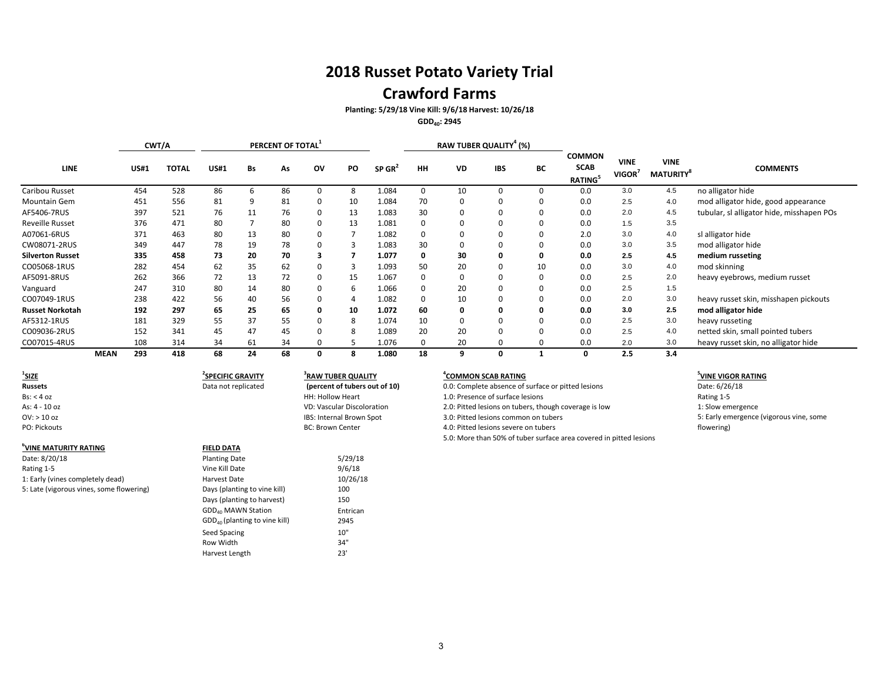# 2018 Russet Potato Variety Trial

# Crawford Farms

**Planting: 5/29/18 Vine Kill: 9/6/18 Harvest: 10/26/18**

**$GDD_{40}$: 2945**

| LINE | CWT/A | | PERCENT OF TOTAL[1] | | | | | SP GR[2] | RAW TUBER QUALITY[4] (%) | | | | COMMON SCAB RATING[5] | VINE VIGOR[7] | VINE MATURITY[8] | COMMENTS |
|---|---|---|---|---|---|---|---|---|---|---|---|---|---|---|---|---|
| | US#1 | TOTAL | US#1 | Bs | As | OV | PO | | HH | VD | IBS | BC | | | | |
| Caribou Russet | 454 | 528 | 86 | 6 | 86 | 0 | 8 | 1.084 | 0 | 10 | 0 | 0 | 0.0 | 3.0 | 4.5 | no alligator hide |
| Mountain Gem | 451 | 556 | 81 | 9 | 81 | 0 | 10 | 1.084 | 70 | 0 | 0 | 0 | 0.0 | 2.5 | 4.0 | mod alligator hide, good appearance |
| AF5406-7RUS | 397 | 521 | 76 | 11 | 76 | 0 | 13 | 1.083 | 30 | 0 | 0 | 0 | 0.0 | 2.0 | 4.5 | tubular, sl alligator hide, misshapen POs |
| Reveille Russet | 376 | 471 | 80 | 7 | 80 | 0 | 13 | 1.081 | 0 | 0 | 0 | 0 | 0.0 | 1.5 | 3.5 | |
| A07061-6RUS | 371 | 463 | 80 | 13 | 80 | 0 | 7 | 1.082 | 0 | 0 | 0 | 0 | 2.0 | 3.0 | 4.0 | sl alligator hide |
| CW08071-2RUS | 349 | 447 | 78 | 19 | 78 | 0 | 3 | 1.083 | 30 | 0 | 0 | 0 | 0.0 | 3.0 | 3.5 | mod alligator hide |
| **Silverton Russet** | **335** | **458** | **73** | **20** | **70** | **3** | **7** | **1.077** | **0** | **30** | **0** | **0** | **0.0** | **2.5** | **4.5** | **medium russeting** |
| CO05068-1RUS | 282 | 454 | 62 | 35 | 62 | 0 | 3 | 1.093 | 50 | 20 | 0 | 10 | 0.0 | 3.0 | 4.0 | mod skinning |
| AF5091-8RUS | 262 | 366 | 72 | 13 | 72 | 0 | 15 | 1.067 | 0 | 0 | 0 | 0 | 0.0 | 2.5 | 2.0 | heavy eyebrows, medium russet |
| Vanguard | 247 | 310 | 80 | 14 | 80 | 0 | 6 | 1.066 | 0 | 20 | 0 | 0 | 0.0 | 2.5 | 1.5 | |
| CO07049-1RUS | 238 | 422 | 56 | 40 | 56 | 0 | 4 | 1.082 | 0 | 10 | 0 | 0 | 0.0 | 2.0 | 3.0 | heavy russet skin, misshapen pickouts |
| **Russet Norkotah** | **192** | **297** | **65** | **25** | **65** | **0** | **10** | **1.072** | **60** | **0** | **0** | **0** | **0.0** | **3.0** | **2.5** | **mod alligator hide** |
| AF5312-1RUS | 181 | 329 | 55 | 37 | 55 | 0 | 8 | 1.074 | 10 | 0 | 0 | 0 | 0.0 | 2.5 | 3.0 | heavy russeting |
| CO09036-2RUS | 152 | 341 | 45 | 47 | 45 | 0 | 8 | 1.089 | 20 | 20 | 0 | 0 | 0.0 | 2.5 | 4.0 | netted skin, small pointed tubers |
| CO07015-4RUS | 108 | 314 | 34 | 61 | 34 | 0 | 5 | 1.076 | 0 | 20 | 0 | 0 | 0.0 | 2.0 | 3.0 | heavy russet skin, no alligator hide |
| **MEAN** | **293** | **418** | **68** | **24** | **68** | **0** | **8** | **1.080** | **18** | **9** | **0** | **1** | **0** | **2.5** | **3.4** | |

**[1]SIZE**
**Russets**
Bs: < 4 oz
As: 4 - 10 oz
OV: > 10 oz
PO: Pickouts

**[2]SPECIFIC GRAVITY**
Data not replicated

**[3]RAW TUBER QUALITY**
**(percent of tubers out of 10)**
HH: Hollow Heart
VD: Vascular Discoloration
IBS: Internal Brown Spot
BC: Brown Center

**[4]COMMON SCAB RATING**
0.0: Complete absence of surface or pitted lesions
1.0: Presence of surface lesions
2.0: Pitted lesions on tubers, though coverage is low
3.0: Pitted lesions common on tubers
4.0: Pitted lesions severe on tubers
5.0: More than 50% of tuber surface area covered in pitted lesions

**[5]VINE VIGOR RATING**
Date: 6/26/18
Rating 1-5
1: Slow emergence
5: Early emergence (vigorous vine, some flowering)

**[6]VINE MATURITY RATING**
Date: 8/20/18
Rating 1-5
1: Early (vines completely dead)
5: Late (vigorous vines, some flowering)

**FIELD DATA**

| | |
|---|---|
| Planting Date | 5/29/18 |
| Vine Kill Date | 9/6/18 |
| Harvest Date | 10/26/18 |
| Days (planting to vine kill) | 100 |
| Days (planting to harvest) | 150 |
| $GDD_{40}$ MAWN Station | Entrican |
| $GDD_{40}$ (planting to vine kill) | 2945 |
| Seed Spacing | 10" |
| Row Width | 34" |
| Harvest Length | 23' |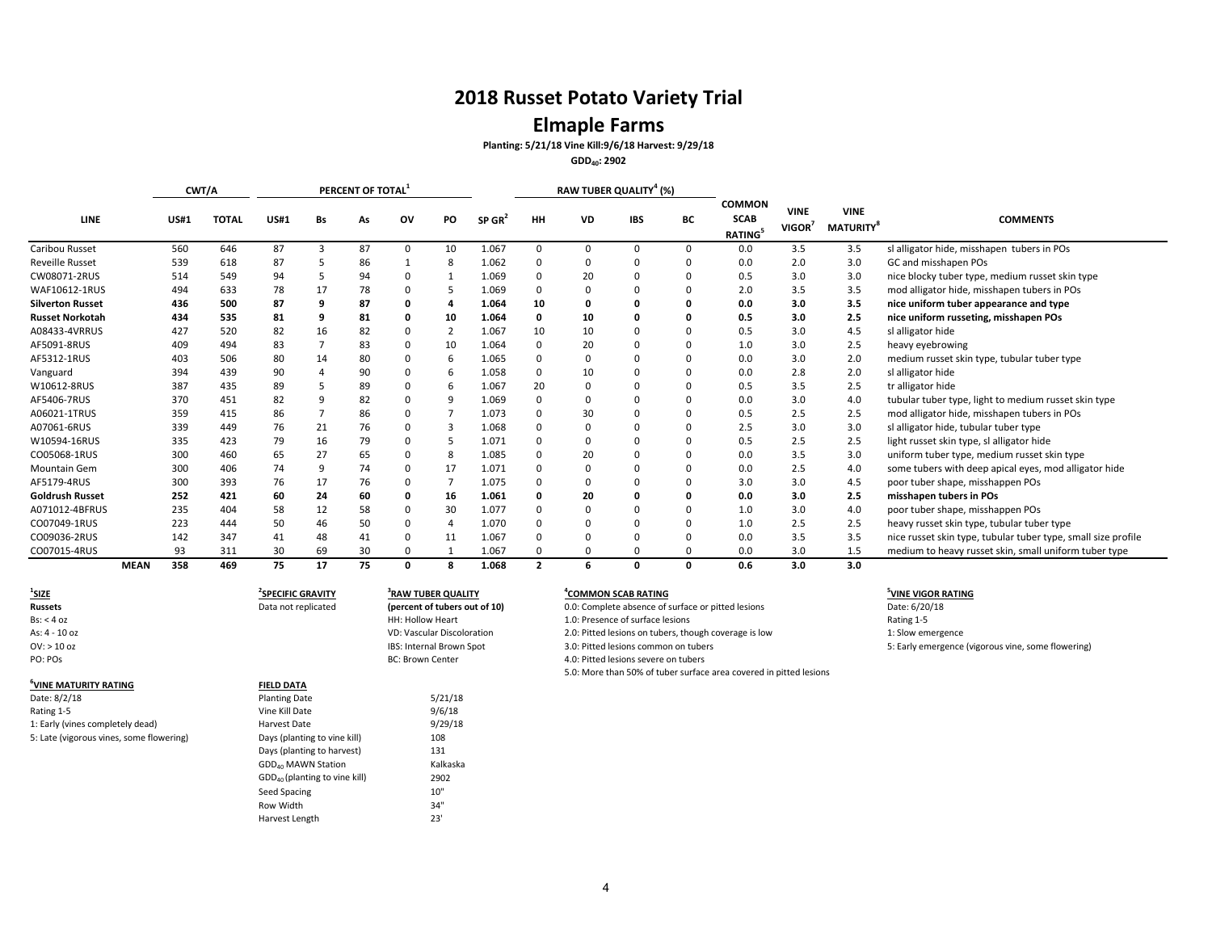# 2018 Russet Potato Variety Trial

## Elmaple Farms

**Planting: 5/21/18 Vine Kill:9/6/18 Harvest: 9/29/18**

**$GDD_{40}$: 2902**

| LINE | CWT/A | | PERCENT OF TOTAL[1] | | | | | | RAW TUBER QUALITY[4] (%) | | | | COMMON SCAB RATING[5] | VINE VIGOR[7] | VINE MATURITY[8] | COMMENTS |
|---|---|---|---|---|---|---|---|---|---|---|---|---|---|---|---|---|
| | US#1 | TOTAL | US#1 | Bs | As | OV | PO | SP GR[2] | HH | VD | IBS | BC | | | | |
| Caribou Russet | 560 | 646 | 87 | 3 | 87 | 0 | 10 | 1.067 | 0 | 0 | 0 | 0 | 0.0 | 3.5 | 3.5 | sl alligator hide, misshapen tubers in POs |
| Reveille Russet | 539 | 618 | 87 | 5 | 86 | 1 | 8 | 1.062 | 0 | 0 | 0 | 0 | 0.0 | 2.0 | 3.0 | GC and misshapen POs |
| CW08071-2RUS | 514 | 549 | 94 | 5 | 94 | 0 | 1 | 1.069 | 0 | 20 | 0 | 0 | 0.5 | 3.0 | 3.0 | nice blocky tuber type, medium russet skin type |
| WAF10612-1RUS | 494 | 633 | 78 | 17 | 78 | 0 | 5 | 1.069 | 0 | 0 | 0 | 0 | 2.0 | 3.5 | 3.5 | mod alligator hide, misshapen tubers in POs |
| **Silverton Russet** | **436** | **500** | **87** | **9** | **87** | **0** | **4** | **1.064** | **10** | **0** | **0** | **0** | **0.0** | **3.0** | **3.5** | **nice uniform tuber appearance and type** |
| **Russet Norkotah** | **434** | **535** | **81** | **9** | **81** | **0** | **10** | **1.064** | **0** | **10** | **0** | **0** | **0.5** | **3.0** | **2.5** | **nice uniform russeting, misshapen POs** |
| A08433-4VRRUS | 427 | 520 | 82 | 16 | 82 | 0 | 2 | 1.067 | 10 | 10 | 0 | 0 | 0.5 | 3.0 | 4.5 | sl alligator hide |
| AF5091-8RUS | 409 | 494 | 83 | 7 | 83 | 0 | 10 | 1.064 | 0 | 20 | 0 | 0 | 1.0 | 3.0 | 2.5 | heavy eyebrowing |
| AF5312-1RUS | 403 | 506 | 80 | 14 | 80 | 0 | 6 | 1.065 | 0 | 0 | 0 | 0 | 0.0 | 3.0 | 2.0 | medium russet skin type, tubular tuber type |
| Vanguard | 394 | 439 | 90 | 4 | 90 | 0 | 6 | 1.058 | 0 | 10 | 0 | 0 | 0.0 | 2.8 | 2.0 | sl alligator hide |
| W10612-8RUS | 387 | 435 | 89 | 5 | 89 | 0 | 6 | 1.067 | 20 | 0 | 0 | 0 | 0.5 | 3.5 | 2.5 | tr alligator hide |
| AF5406-7RUS | 370 | 451 | 82 | 9 | 82 | 0 | 9 | 1.069 | 0 | 0 | 0 | 0 | 0.0 | 3.0 | 4.0 | tubular tuber type, light to medium russet skin type |
| A06021-1TRUS | 359 | 415 | 86 | 7 | 86 | 0 | 7 | 1.073 | 0 | 30 | 0 | 0 | 0.5 | 2.5 | 2.5 | mod alligator hide, misshapen tubers in POs |
| A07061-6RUS | 339 | 449 | 76 | 21 | 76 | 0 | 3 | 1.068 | 0 | 0 | 0 | 0 | 2.5 | 3.0 | 3.0 | sl alligator hide, tubular tuber type |
| W10594-16RUS | 335 | 423 | 79 | 16 | 79 | 0 | 5 | 1.071 | 0 | 0 | 0 | 0 | 0.5 | 2.5 | 2.5 | light russet skin type, sl alligator hide |
| CO05068-1RUS | 300 | 460 | 65 | 27 | 65 | 0 | 8 | 1.085 | 0 | 20 | 0 | 0 | 0.0 | 3.5 | 3.0 | uniform tuber type, medium russet skin type |
| Mountain Gem | 300 | 406 | 74 | 9 | 74 | 0 | 17 | 1.071 | 0 | 0 | 0 | 0 | 0.0 | 2.5 | 4.0 | some tubers with deep apical eyes, mod alligator hide |
| AF5179-4RUS | 300 | 393 | 76 | 17 | 76 | 0 | 7 | 1.075 | 0 | 0 | 0 | 0 | 3.0 | 3.0 | 4.5 | poor tuber shape, misshappen POs |
| **Goldrush Russet** | **252** | **421** | **60** | **24** | **60** | **0** | **16** | **1.061** | **0** | **20** | **0** | **0** | **0.0** | **3.0** | **2.5** | **misshapen tubers in POs** |
| A071012-4BFRUS | 235 | 404 | 58 | 12 | 58 | 0 | 30 | 1.077 | 0 | 0 | 0 | 0 | 1.0 | 3.0 | 4.0 | poor tuber shape, misshappen POs |
| CO07049-1RUS | 223 | 444 | 50 | 46 | 50 | 0 | 4 | 1.070 | 0 | 0 | 0 | 0 | 1.0 | 2.5 | 2.5 | heavy russet skin type, tubular tuber type |
| CO09036-2RUS | 142 | 347 | 41 | 48 | 41 | 0 | 11 | 1.067 | 0 | 0 | 0 | 0 | 0.0 | 3.5 | 3.5 | nice russet skin type, tubular tuber type, small size profile |
| CO07015-4RUS | 93 | 311 | 30 | 69 | 30 | 0 | 1 | 1.067 | 0 | 0 | 0 | 0 | 0.0 | 3.0 | 1.5 | medium to heavy russet skin, small uniform tuber type |
| **MEAN** | **358** | **469** | **75** | **17** | **75** | **0** | **8** | **1.068** | **2** | **6** | **0** | **0** | **0.6** | **3.0** | **3.0** | |

**[1]SIZE**
**Russets**
Bs: < 4 oz
As: 4 - 10 oz
OV: > 10 oz
PO: POs

**[2]SPECIFIC GRAVITY**
Data not replicated

**[3]RAW TUBER QUALITY**
**(percent of tubers out of 10)**
HH: Hollow Heart
VD: Vascular Discoloration
IBS: Internal Brown Spot
BC: Brown Center

**[4]COMMON SCAB RATING**
0.0: Complete absence of surface or pitted lesions
1.0: Presence of surface lesions
2.0: Pitted lesions on tubers, though coverage is low
3.0: Pitted lesions common on tubers
4.0: Pitted lesions severe on tubers
5.0: More than 50% of tuber surface area covered in pitted lesions

**[5]VINE VIGOR RATING**
Date: 6/20/18
Rating 1-5
1: Slow emergence
5: Early emergence (vigorous vine, some flowering)

**[6]VINE MATURITY RATING**
Date: 8/2/18
Rating 1-5
1: Early (vines completely dead)
5: Late (vigorous vines, some flowering)

**FIELD DATA**

| | |
|---|---|
| Planting Date | 5/21/18 |
| Vine Kill Date | 9/6/18 |
| Harvest Date | 9/29/18 |
| Days (planting to vine kill) | 108 |
| Days (planting to harvest) | 131 |
| $GDD_{40}$ MAWN Station | Kalkaska |
| $GDD_{40}$ (planting to vine kill) | 2902 |
| Seed Spacing | 10" |
| Row Width | 34" |
| Harvest Length | 23' |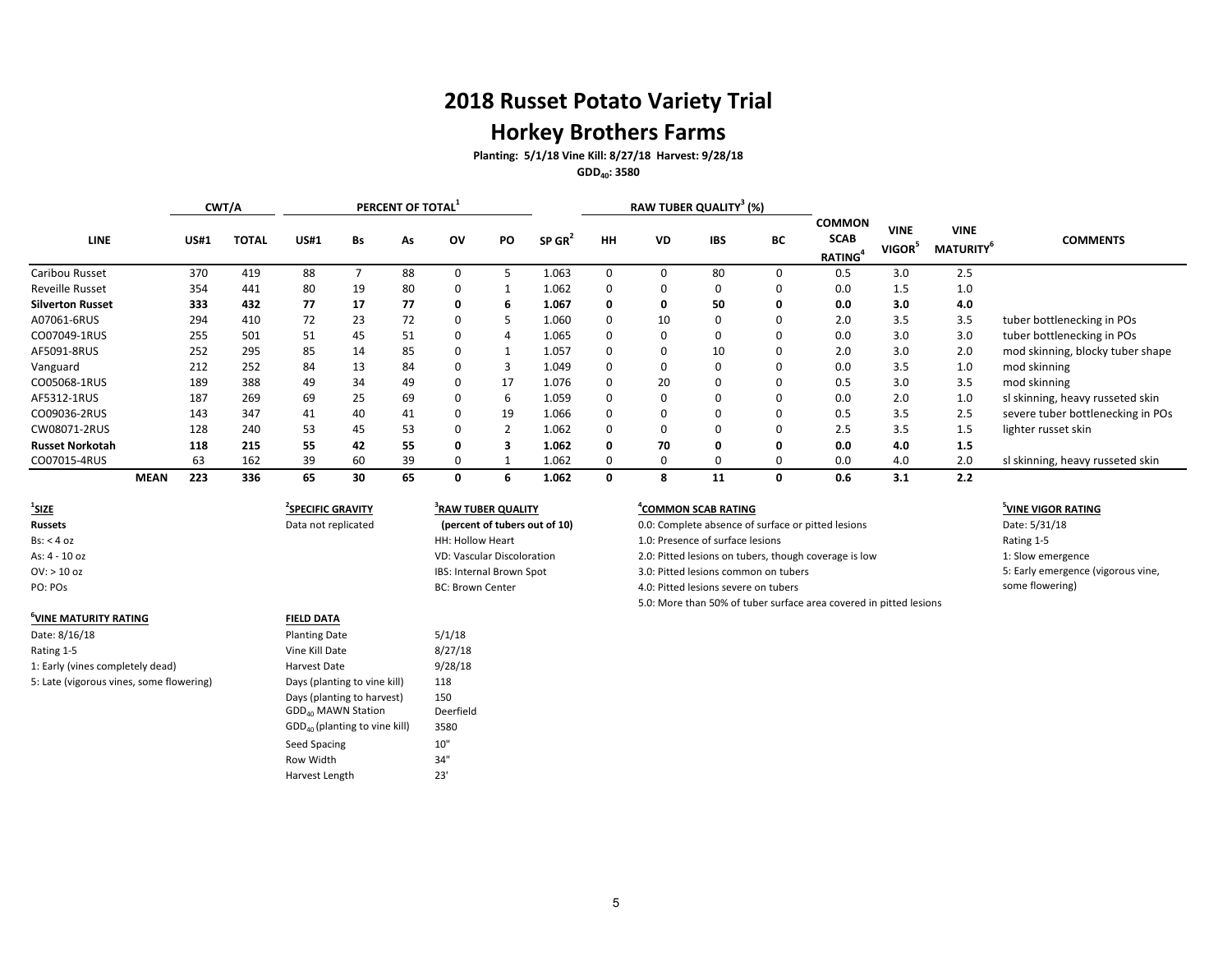# 2018 Russet Potato Variety Trial

## Horkey Brothers Farms

**Planting: 5/1/18 Vine Kill: 8/27/18 Harvest: 9/28/18**

**$GDD_{40}$: 3580**

| LINE | CWT/A | | PERCENT OF TOTAL[1] | | | | | | RAW TUBER QUALITY[3] (%) | | | | | | | |
|---|---|---|---|---|---|---|---|---|---|---|---|---|---|---|---|---|
| | US#1 | TOTAL | US#1 | Bs | As | OV | PO | SP GR[2] | HH | VD | IBS | BC | COMMON SCAB RATING[4] | VINE VIGOR[5] | VINE MATURITY[6] | COMMENTS |
| Caribou Russet | 370 | 419 | 88 | 7 | 88 | 0 | 5 | 1.063 | 0 | 0 | 80 | 0 | 0.5 | 3.0 | 2.5 | |
| Reveille Russet | 354 | 441 | 80 | 19 | 80 | 0 | 1 | 1.062 | 0 | 0 | 0 | 0 | 0.0 | 1.5 | 1.0 | |
| **Silverton Russet** | **333** | **432** | **77** | **17** | **77** | **0** | **6** | **1.067** | **0** | **0** | **50** | **0** | **0.0** | **3.0** | **4.0** | |
| A07061-6RUS | 294 | 410 | 72 | 23 | 72 | 0 | 5 | 1.060 | 0 | 10 | 0 | 0 | 2.0 | 3.5 | 3.5 | tuber bottlenecking in POs |
| CO07049-1RUS | 255 | 501 | 51 | 45 | 51 | 0 | 4 | 1.065 | 0 | 0 | 0 | 0 | 0.0 | 3.0 | 3.0 | tuber bottlenecking in POs |
| AF5091-8RUS | 252 | 295 | 85 | 14 | 85 | 0 | 1 | 1.057 | 0 | 0 | 10 | 0 | 2.0 | 3.0 | 2.0 | mod skinning, blocky tuber shape |
| Vanguard | 212 | 252 | 84 | 13 | 84 | 0 | 3 | 1.049 | 0 | 0 | 0 | 0 | 0.0 | 3.5 | 1.0 | mod skinning |
| CO05068-1RUS | 189 | 388 | 49 | 34 | 49 | 0 | 17 | 1.076 | 0 | 20 | 0 | 0 | 0.5 | 3.0 | 3.5 | mod skinning |
| AF5312-1RUS | 187 | 269 | 69 | 25 | 69 | 0 | 6 | 1.059 | 0 | 0 | 0 | 0 | 0.0 | 2.0 | 1.0 | sl skinning, heavy russeted skin |
| CO09036-2RUS | 143 | 347 | 41 | 40 | 41 | 0 | 19 | 1.066 | 0 | 0 | 0 | 0 | 0.5 | 3.5 | 2.5 | severe tuber bottlenecking in POs |
| CW08071-2RUS | 128 | 240 | 53 | 45 | 53 | 0 | 2 | 1.062 | 0 | 0 | 0 | 0 | 2.5 | 3.5 | 1.5 | lighter russet skin |
| **Russet Norkotah** | **118** | **215** | **55** | **42** | **55** | **0** | **3** | **1.062** | **0** | **70** | **0** | **0** | **0.0** | **4.0** | **1.5** | |
| CO07015-4RUS | 63 | 162 | 39 | 60 | 39 | 0 | 1 | 1.062 | 0 | 0 | 0 | 0 | 0.0 | 4.0 | 2.0 | sl skinning, heavy russeted skin |
| **MEAN** | **223** | **336** | **65** | **30** | **65** | **0** | **6** | **1.062** | **0** | **8** | **11** | **0** | **0.6** | **3.1** | **2.2** | |

**[1]SIZE**
**Russets**
Bs: < 4 oz
As: 4 - 10 oz
OV: > 10 oz
PO: POs

**[2]SPECIFIC GRAVITY**
Data not replicated

**[3]RAW TUBER QUALITY**
**(percent of tubers out of 10)**
HH: Hollow Heart
VD: Vascular Discoloration
IBS: Internal Brown Spot
BC: Brown Center

**[4]COMMON SCAB RATING**
0.0: Complete absence of surface or pitted lesions
1.0: Presence of surface lesions
2.0: Pitted lesions on tubers, though coverage is low
3.0: Pitted lesions common on tubers
4.0: Pitted lesions severe on tubers
5.0: More than 50% of tuber surface area covered in pitted lesions

**[5]VINE VIGOR RATING**
Date: 5/31/18
Rating 1-5
1: Slow emergence
5: Early emergence (vigorous vine, some flowering)

**[6]VINE MATURITY RATING**
Date: 8/16/18
Rating 1-5
1: Early (vines completely dead)
5: Late (vigorous vines, some flowering)

**FIELD DATA**

| | |
|---|---|
| Planting Date | 5/1/18 |
| Vine Kill Date | 8/27/18 |
| Harvest Date | 9/28/18 |
| Days (planting to vine kill) | 118 |
| Days (planting to harvest) | 150 |
| $GDD_{40}$ MAWN Station | Deerfield |
| $GDD_{40}$ (planting to vine kill) | 3580 |
| Seed Spacing | 10" |
| Row Width | 34" |
| Harvest Length | 23' |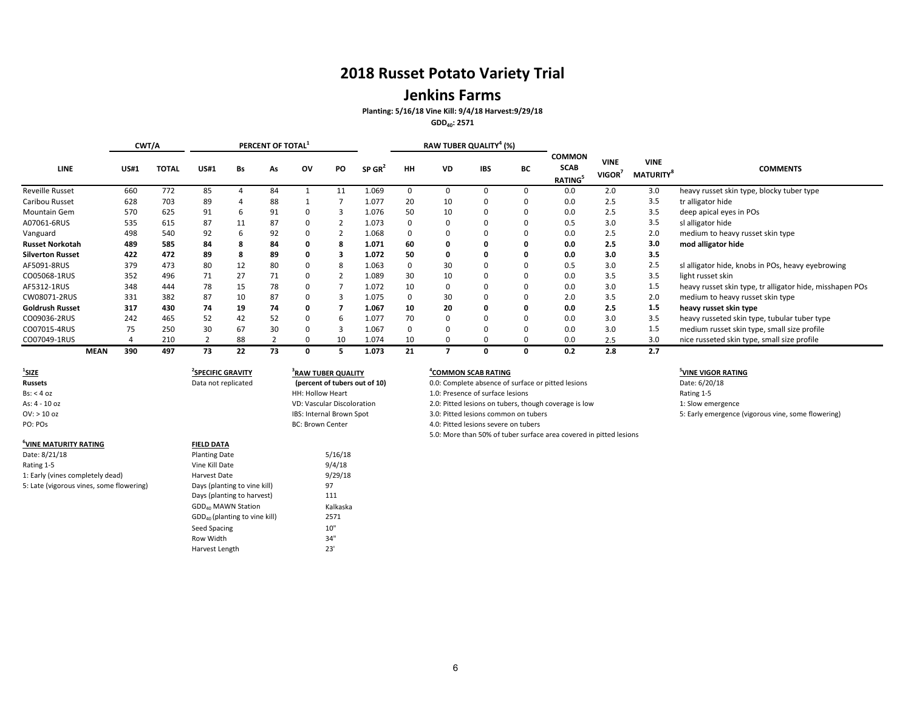# 2018 Russet Potato Variety Trial

## Jenkins Farms

**Planting: 5/16/18 Vine Kill: 9/4/18 Harvest:9/29/18**

**$GDD_{40}$: 2571**

| LINE | CWT/A | | PERCENT OF TOTAL[1] | | | | | | RAW TUBER QUALITY[4] (%) | | | | | | | |
|---|---|---|---|---|---|---|---|---|---|---|---|---|---|---|---|---|
| | US#1 | TOTAL | US#1 | Bs | As | OV | PO | SP GR[2] | HH | VD | IBS | BC | COMMON SCAB RATING[5] | VINE VIGOR[7] | VINE MATURITY[8] | COMMENTS |
| Reveille Russet | 660 | 772 | 85 | 4 | 84 | 1 | 11 | 1.069 | 0 | 0 | 0 | 0 | 0.0 | 2.0 | 3.0 | heavy russet skin type, blocky tuber type |
| Caribou Russet | 628 | 703 | 89 | 4 | 88 | 1 | 7 | 1.077 | 20 | 10 | 0 | 0 | 0.0 | 2.5 | 3.5 | tr alligator hide |
| Mountain Gem | 570 | 625 | 91 | 6 | 91 | 0 | 3 | 1.076 | 50 | 10 | 0 | 0 | 0.0 | 2.5 | 3.5 | deep apical eyes in POs |
| A07061-6RUS | 535 | 615 | 87 | 11 | 87 | 0 | 2 | 1.073 | 0 | 0 | 0 | 0 | 0.5 | 3.0 | 3.5 | sl alligator hide |
| Vanguard | 498 | 540 | 92 | 6 | 92 | 0 | 2 | 1.068 | 0 | 0 | 0 | 0 | 0.0 | 2.5 | 2.0 | medium to heavy russet skin type |
| **Russet Norkotah** | **489** | **585** | **84** | **8** | **84** | **0** | **8** | **1.071** | **60** | **0** | **0** | **0** | **0.0** | **2.5** | **3.0** | **mod alligator hide** |
| **Silverton Russet** | **422** | **472** | **89** | **8** | **89** | **0** | **3** | **1.072** | **50** | **0** | **0** | **0** | **0.0** | **3.0** | **3.5** | |
| AF5091-8RUS | 379 | 473 | 80 | 12 | 80 | 0 | 8 | 1.063 | 0 | 30 | 0 | 0 | 0.5 | 3.0 | 2.5 | sl alligator hide, knobs in POs, heavy eyebrowing |
| CO05068-1RUS | 352 | 496 | 71 | 27 | 71 | 0 | 2 | 1.089 | 30 | 10 | 0 | 0 | 0.0 | 3.5 | 3.5 | light russet skin |
| AF5312-1RUS | 348 | 444 | 78 | 15 | 78 | 0 | 7 | 1.072 | 10 | 0 | 0 | 0 | 0.0 | 3.0 | 1.5 | heavy russet skin type, tr alligator hide, misshapen POs |
| CW08071-2RUS | 331 | 382 | 87 | 10 | 87 | 0 | 3 | 1.075 | 0 | 30 | 0 | 0 | 2.0 | 3.5 | 2.0 | medium to heavy russet skin type |
| **Goldrush Russet** | **317** | **430** | **74** | **19** | **74** | **0** | **7** | **1.067** | **10** | **20** | **0** | **0** | **0.0** | **2.5** | **1.5** | **heavy russet skin type** |
| CO09036-2RUS | 242 | 465 | 52 | 42 | 52 | 0 | 6 | 1.077 | 70 | 0 | 0 | 0 | 0.0 | 3.0 | 3.5 | heavy russeted skin type, tubular tuber type |
| CO07015-4RUS | 75 | 250 | 30 | 67 | 30 | 0 | 3 | 1.067 | 0 | 0 | 0 | 0 | 0.0 | 3.0 | 1.5 | medium russet skin type, small size profile |
| CO07049-1RUS | 4 | 210 | 2 | 88 | 2 | 0 | 10 | 1.074 | 10 | 0 | 0 | 0 | 0.0 | 2.5 | 3.0 | nice russeted skin type, small size profile |
| **MEAN** | **390** | **497** | **73** | **22** | **73** | **0** | **5** | **1.073** | **21** | **7** | **0** | **0** | **0.2** | **2.8** | **2.7** | |

**[1]SIZE**
**Russets**
Bs: < 4 oz
As: 4 - 10 oz
OV: > 10 oz
PO: POs

**[2]SPECIFIC GRAVITY**
Data not replicated

**[3]RAW TUBER QUALITY**
**(percent of tubers out of 10)**
HH: Hollow Heart
VD: Vascular Discoloration
IBS: Internal Brown Spot
BC: Brown Center

**[4]COMMON SCAB RATING**
0.0: Complete absence of surface or pitted lesions
1.0: Presence of surface lesions
2.0: Pitted lesions on tubers, though coverage is low
3.0: Pitted lesions common on tubers
4.0: Pitted lesions severe on tubers
5.0: More than 50% of tuber surface area covered in pitted lesions

**[5]VINE VIGOR RATING**
Date: 6/20/18
Rating 1-5
1: Slow emergence
5: Early emergence (vigorous vine, some flowering)

**[6]VINE MATURITY RATING**
Date: 8/21/18
Rating 1-5
1: Early (vines completely dead)
5: Late (vigorous vines, some flowering)

**FIELD DATA**

| | |
|---|---|
| Planting Date | 5/16/18 |
| Vine Kill Date | 9/4/18 |
| Harvest Date | 9/29/18 |
| Days (planting to vine kill) | 97 |
| Days (planting to harvest) | 111 |
| $GDD_{40}$ MAWN Station | Kalkaska |
| $GDD_{40}$ (planting to vine kill) | 2571 |
| Seed Spacing | 10" |
| Row Width | 34" |
| Harvest Length | 23' |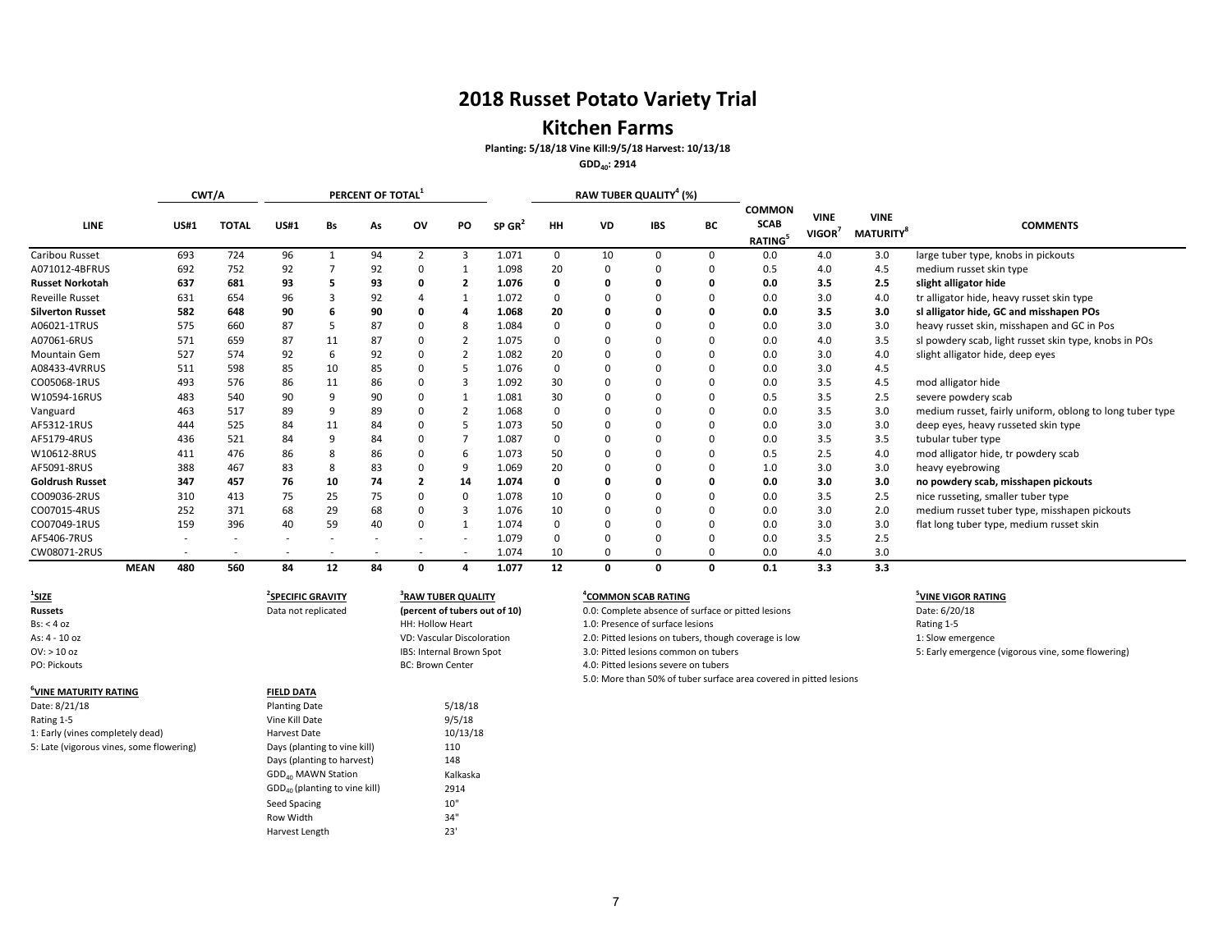# 2018 Russet Potato Variety Trial

## Kitchen Farms

**Planting: 5/18/18 Vine Kill:9/5/18 Harvest: 10/13/18**

**$GDD_{40}$: 2914**

| LINE | CWT/A | | PERCENT OF TOTAL[1] | | | | | | RAW TUBER QUALITY[4] (%) | | | | | | | |
|---|---|---|---|---|---|---|---|---|---|---|---|---|---|---|---|---|
| | US#1 | TOTAL | US#1 | Bs | As | OV | PO | SP GR[2] | HH | VD | IBS | BC | COMMON SCAB RATING[5] | VINE VIGOR[7] | VINE MATURITY[8] | COMMENTS |
| Caribou Russet | 693 | 724 | 96 | 1 | 94 | 2 | 3 | 1.071 | 0 | 10 | 0 | 0 | 0.0 | 4.0 | 3.0 | large tuber type, knobs in pickouts |
| A071012-4BFRUS | 692 | 752 | 92 | 7 | 92 | 0 | 1 | 1.098 | 20 | 0 | 0 | 0 | 0.5 | 4.0 | 4.5 | medium russet skin type |
| **Russet Norkotah** | **637** | **681** | **93** | **5** | **93** | **0** | **2** | **1.076** | **0** | **0** | **0** | **0** | **0.0** | **3.5** | **2.5** | **slight alligator hide** |
| Reveille Russet | 631 | 654 | 96 | 3 | 92 | 4 | 1 | 1.072 | 0 | 0 | 0 | 0 | 0.0 | 3.0 | 4.0 | tr alligator hide, heavy russet skin type |
| **Silverton Russet** | **582** | **648** | **90** | **6** | **90** | **0** | **4** | **1.068** | **20** | **0** | **0** | **0** | **0.0** | **3.5** | **3.0** | **sl alligator hide, GC and misshapen POs** |
| A06021-1TRUS | 575 | 660 | 87 | 5 | 87 | 0 | 8 | 1.084 | 0 | 0 | 0 | 0 | 0.0 | 3.0 | 3.0 | heavy russet skin, misshapen and GC in Pos |
| A07061-6RUS | 571 | 659 | 87 | 11 | 87 | 0 | 2 | 1.075 | 0 | 0 | 0 | 0 | 0.0 | 4.0 | 3.5 | sl powdery scab, light russet skin type, knobs in POs |
| Mountain Gem | 527 | 574 | 92 | 6 | 92 | 0 | 2 | 1.082 | 20 | 0 | 0 | 0 | 0.0 | 3.0 | 4.0 | slight alligator hide, deep eyes |
| A08433-4VRRUS | 511 | 598 | 85 | 10 | 85 | 0 | 5 | 1.076 | 0 | 0 | 0 | 0 | 0.0 | 3.0 | 4.5 | |
| CO05068-1RUS | 493 | 576 | 86 | 11 | 86 | 0 | 3 | 1.092 | 30 | 0 | 0 | 0 | 0.0 | 3.5 | 4.5 | mod alligator hide |
| W10594-16RUS | 483 | 540 | 90 | 9 | 90 | 0 | 1 | 1.081 | 30 | 0 | 0 | 0 | 0.5 | 3.5 | 2.5 | severe powdery scab |
| Vanguard | 463 | 517 | 89 | 9 | 89 | 0 | 2 | 1.068 | 0 | 0 | 0 | 0 | 0.0 | 3.5 | 3.0 | medium russet, fairly uniform, oblong to long tuber type |
| AF5312-1RUS | 444 | 525 | 84 | 11 | 84 | 0 | 5 | 1.073 | 50 | 0 | 0 | 0 | 0.0 | 3.0 | 3.0 | deep eyes, heavy russeted skin type |
| AF5179-4RUS | 436 | 521 | 84 | 9 | 84 | 0 | 7 | 1.087 | 0 | 0 | 0 | 0 | 0.0 | 3.5 | 3.5 | tubular tuber type |
| W10612-8RUS | 411 | 476 | 86 | 8 | 86 | 0 | 6 | 1.073 | 50 | 0 | 0 | 0 | 0.5 | 2.5 | 4.0 | mod alligator hide, tr powdery scab |
| AF5091-8RUS | 388 | 467 | 83 | 8 | 83 | 0 | 9 | 1.069 | 20 | 0 | 0 | 0 | 1.0 | 3.0 | 3.0 | heavy eyebrowing |
| **Goldrush Russet** | **347** | **457** | **76** | **10** | **74** | **2** | **14** | **1.074** | **0** | **0** | **0** | **0** | **0.0** | **3.0** | **3.0** | **no powdery scab, misshapen pickouts** |
| CO09036-2RUS | 310 | 413 | 75 | 25 | 75 | 0 | 0 | 1.078 | 10 | 0 | 0 | 0 | 0.0 | 3.5 | 2.5 | nice russeting, smaller tuber type |
| CO07015-4RUS | 252 | 371 | 68 | 29 | 68 | 0 | 3 | 1.076 | 10 | 0 | 0 | 0 | 0.0 | 3.0 | 2.0 | medium russet tuber type, misshapen pickouts |
| CO07049-1RUS | 159 | 396 | 40 | 59 | 40 | 0 | 1 | 1.074 | 0 | 0 | 0 | 0 | 0.0 | 3.0 | 3.0 | flat long tuber type, medium russet skin |
| AF5406-7RUS | - | - | - | - | - | - | - | 1.079 | 0 | 0 | 0 | 0 | 0.0 | 3.5 | 2.5 | |
| CW08071-2RUS | - | - | - | - | - | - | - | 1.074 | 10 | 0 | 0 | 0 | 0.0 | 4.0 | 3.0 | |
| **MEAN** | **480** | **560** | **84** | **12** | **84** | **0** | **4** | **1.077** | **12** | **0** | **0** | **0** | **0.1** | **3.3** | **3.3** | |

**[1]SIZE**
**Russets**
Bs: < 4 oz
As: 4 - 10 oz
OV: > 10 oz
PO: Pickouts

**[2]SPECIFIC GRAVITY**
Data not replicated

**[3]RAW TUBER QUALITY**
**(percent of tubers out of 10)**
HH: Hollow Heart
VD: Vascular Discoloration
IBS: Internal Brown Spot
BC: Brown Center

**[4]COMMON SCAB RATING**
0.0: Complete absence of surface or pitted lesions
1.0: Presence of surface lesions
2.0: Pitted lesions on tubers, though coverage is low
3.0: Pitted lesions common on tubers
4.0: Pitted lesions severe on tubers
5.0: More than 50% of tuber surface area covered in pitted lesions

**[5]VINE VIGOR RATING**
Date: 6/20/18
Rating 1-5
1: Slow emergence
5: Early emergence (vigorous vine, some flowering)

**[6]VINE MATURITY RATING**
Date: 8/21/18
Rating 1-5
1: Early (vines completely dead)
5: Late (vigorous vines, some flowering)

**FIELD DATA**

| | |
|---|---|
| Planting Date | 5/18/18 |
| Vine Kill Date | 9/5/18 |
| Harvest Date | 10/13/18 |
| Days (planting to vine kill) | 110 |
| Days (planting to harvest) | 148 |
| $GDD_{40}$ MAWN Station | Kalkaska |
| $GDD_{40}$ (planting to vine kill) | 2914 |
| Seed Spacing | 10" |
| Row Width | 34" |
| Harvest Length | 23' |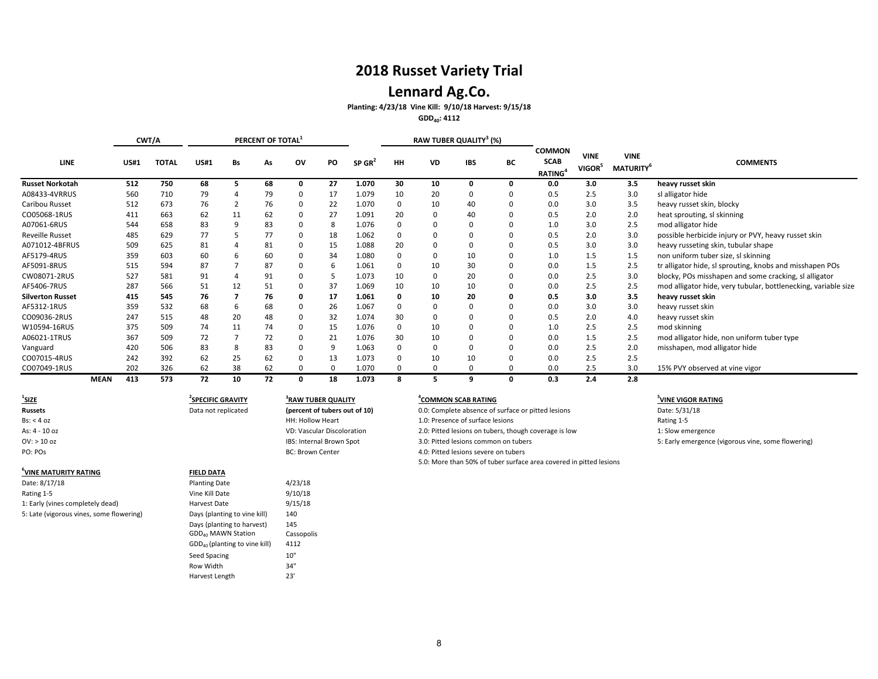# 2018 Russet Variety Trial

## Lennard Ag.Co.

**Planting: 4/23/18 Vine Kill: 9/10/18 Harvest: 9/15/18**

**$GDD_{40}$: 4112**

| LINE | CWT/A | | PERCENT OF TOTAL[1] | | | | | | RAW TUBER QUALITY[3] (%) | | | | | | | |
|---|---|---|---|---|---|---|---|---|---|---|---|---|---|---|---|---|
| | US#1 | TOTAL | US#1 | Bs | As | OV | PO | SP GR[2] | HH | VD | IBS | BC | COMMON SCAB RATING[4] | VINE VIGOR[5] | VINE MATURITY[6] | COMMENTS |
| **Russet Norkotah** | **512** | **750** | **68** | **5** | **68** | **0** | **27** | **1.070** | **30** | **10** | **0** | **0** | **0.0** | **3.0** | **3.5** | **heavy russet skin** |
| A08433-4VRRUS | 560 | 710 | 79 | 4 | 79 | 0 | 17 | 1.079 | 10 | 20 | 0 | 0 | 0.5 | 2.5 | 3.0 | sl alligator hide |
| Caribou Russet | 512 | 673 | 76 | 2 | 76 | 0 | 22 | 1.070 | 0 | 10 | 40 | 0 | 0.0 | 3.0 | 3.5 | heavy russet skin, blocky |
| CO05068-1RUS | 411 | 663 | 62 | 11 | 62 | 0 | 27 | 1.091 | 20 | 0 | 40 | 0 | 0.5 | 2.0 | 2.0 | heat sprouting, sl skinning |
| A07061-6RUS | 544 | 658 | 83 | 9 | 83 | 0 | 8 | 1.076 | 0 | 0 | 0 | 0 | 1.0 | 3.0 | 2.5 | mod alligator hide |
| Reveille Russet | 485 | 629 | 77 | 5 | 77 | 0 | 18 | 1.062 | 0 | 0 | 0 | 0 | 0.5 | 2.0 | 3.0 | possible herbicide injury or PVY, heavy russet skin |
| A071012-4BFRUS | 509 | 625 | 81 | 4 | 81 | 0 | 15 | 1.088 | 20 | 0 | 0 | 0 | 0.5 | 3.0 | 3.0 | heavy russeting skin, tubular shape |
| AF5179-4RUS | 359 | 603 | 60 | 6 | 60 | 0 | 34 | 1.080 | 0 | 0 | 10 | 0 | 1.0 | 1.5 | 1.5 | non uniform tuber size, sl skinning |
| AF5091-8RUS | 515 | 594 | 87 | 7 | 87 | 0 | 6 | 1.061 | 0 | 10 | 30 | 0 | 0.0 | 1.5 | 2.5 | tr alligator hide, sl sprouting, knobs and misshapen POs |
| CW08071-2RUS | 527 | 581 | 91 | 4 | 91 | 0 | 5 | 1.073 | 10 | 0 | 20 | 0 | 0.0 | 2.5 | 3.0 | blocky, POs misshapen and some cracking, sl alligator |
| AF5406-7RUS | 287 | 566 | 51 | 12 | 51 | 0 | 37 | 1.069 | 10 | 10 | 10 | 0 | 0.0 | 2.5 | 2.5 | mod alligator hide, very tubular, bottlenecking, variable size |
| **Silverton Russet** | **415** | **545** | **76** | **7** | **76** | **0** | **17** | **1.061** | **0** | **10** | **20** | **0** | **0.5** | **3.0** | **3.5** | **heavy russet skin** |
| AF5312-1RUS | 359 | 532 | 68 | 6 | 68 | 0 | 26 | 1.067 | 0 | 0 | 0 | 0 | 0.0 | 3.0 | 3.0 | heavy russet skin |
| CO09036-2RUS | 247 | 515 | 48 | 20 | 48 | 0 | 32 | 1.074 | 30 | 0 | 0 | 0 | 0.5 | 2.0 | 4.0 | heavy russet skin |
| W10594-16RUS | 375 | 509 | 74 | 11 | 74 | 0 | 15 | 1.076 | 0 | 10 | 0 | 0 | 1.0 | 2.5 | 2.5 | mod skinning |
| A06021-1TRUS | 367 | 509 | 72 | 7 | 72 | 0 | 21 | 1.076 | 30 | 10 | 0 | 0 | 0.0 | 1.5 | 2.5 | mod alligator hide, non uniform tuber type |
| Vanguard | 420 | 506 | 83 | 8 | 83 | 0 | 9 | 1.063 | 0 | 0 | 0 | 0 | 0.0 | 2.5 | 2.0 | misshapen, mod alligator hide |
| CO07015-4RUS | 242 | 392 | 62 | 25 | 62 | 0 | 13 | 1.073 | 0 | 10 | 10 | 0 | 0.0 | 2.5 | 2.5 | |
| CO07049-1RUS | 202 | 326 | 62 | 38 | 62 | 0 | 0 | 1.070 | 0 | 0 | 0 | 0 | 0.0 | 2.5 | 3.0 | 15% PVY observed at vine vigor |
| **MEAN** | **413** | **573** | **72** | **10** | **72** | **0** | **18** | **1.073** | **8** | **5** | **9** | **0** | **0.3** | **2.4** | **2.8** | |

**[1]SIZE**
Russets
Bs: < 4 oz
As: 4 - 10 oz
OV: > 10 oz
PO: POs

**[2]SPECIFIC GRAVITY**
Data not replicated

**[3]RAW TUBER QUALITY**
**(percent of tubers out of 10)**
HH: Hollow Heart
VD: Vascular Discoloration
IBS: Internal Brown Spot
BC: Brown Center

**[4]COMMON SCAB RATING**
0.0: Complete absence of surface or pitted lesions
1.0: Presence of surface lesions
2.0: Pitted lesions on tubers, though coverage is low
3.0: Pitted lesions common on tubers
4.0: Pitted lesions severe on tubers
5.0: More than 50% of tuber surface area covered in pitted lesions

**[5]VINE VIGOR RATING**
Date: 5/31/18
Rating 1-5
1: Slow emergence
5: Early emergence (vigorous vine, some flowering)

**[6]VINE MATURITY RATING**
Date: 8/17/18
Rating 1-5
1: Early (vines completely dead)
5: Late (vigorous vines, some flowering)

**FIELD DATA**

| | |
|---|---|
| Planting Date | 4/23/18 |
| Vine Kill Date | 9/10/18 |
| Harvest Date | 9/15/18 |
| Days (planting to vine kill) | 140 |
| Days (planting to harvest) | 145 |
| $GDD_{40}$ MAWN Station | Cassopolis |
| $GDD_{40}$ (planting to vine kill) | 4112 |
| Seed Spacing | 10" |
| Row Width | 34" |
| Harvest Length | 23' |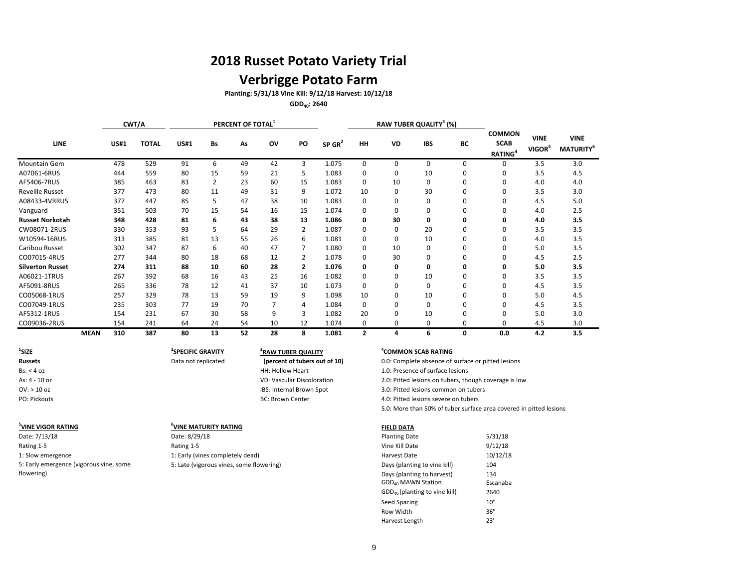# 2018 Russet Potato Variety Trial

## Verbrigge Potato Farm

**Planting: 5/31/18 Vine Kill: 9/12/18 Harvest: 10/12/18**

**$GDD_{40}$: 2640**

| LINE | CWT/A | | PERCENT OF TOTAL[1] | | | | | | RAW TUBER QUALITY[3] (%) | | | | | | |
|---|---|---|---|---|---|---|---|---|---|---|---|---|---|---|---|
| | US#1 | TOTAL | US#1 | Bs | As | OV | PO | SP GR[2] | HH | VD | IBS | BC | COMMON SCAB RATING[4] | VINE VIGOR[5] | VINE MATURITY[6] |
| Mountain Gem | 478 | 529 | 91 | 6 | 49 | 42 | 3 | 1.075 | 0 | 0 | 0 | 0 | 0 | 3.5 | 3.0 |
| A07061-6RUS | 444 | 559 | 80 | 15 | 59 | 21 | 5 | 1.083 | 0 | 0 | 10 | 0 | 0 | 3.5 | 4.5 |
| AF5406-7RUS | 385 | 463 | 83 | 2 | 23 | 60 | 15 | 1.083 | 0 | 10 | 0 | 0 | 0 | 4.0 | 4.0 |
| Reveille Russet | 377 | 473 | 80 | 11 | 49 | 31 | 9 | 1.072 | 10 | 0 | 30 | 0 | 0 | 3.5 | 3.0 |
| A08433-4VRRUS | 377 | 447 | 85 | 5 | 47 | 38 | 10 | 1.083 | 0 | 0 | 0 | 0 | 0 | 4.5 | 5.0 |
| Vanguard | 351 | 503 | 70 | 15 | 54 | 16 | 15 | 1.074 | 0 | 0 | 0 | 0 | 0 | 4.0 | 2.5 |
| **Russet Norkotah** | **348** | **428** | **81** | **6** | **43** | **38** | **13** | **1.086** | **0** | **30** | **0** | **0** | **0** | **4.0** | **3.5** |
| CW08071-2RUS | 330 | 353 | 93 | 5 | 64 | 29 | 2 | 1.087 | 0 | 0 | 20 | 0 | 0 | 3.5 | 3.5 |
| W10594-16RUS | 313 | 385 | 81 | 13 | 55 | 26 | 6 | 1.081 | 0 | 0 | 10 | 0 | 0 | 4.0 | 3.5 |
| Caribou Russet | 302 | 347 | 87 | 6 | 40 | 47 | 7 | 1.080 | 0 | 10 | 0 | 0 | 0 | 5.0 | 3.5 |
| CO07015-4RUS | 277 | 344 | 80 | 18 | 68 | 12 | 2 | 1.078 | 0 | 30 | 0 | 0 | 0 | 4.5 | 2.5 |
| **Silverton Russet** | **274** | **311** | **88** | **10** | **60** | **28** | **2** | **1.076** | **0** | **0** | **0** | **0** | **0** | **5.0** | **3.5** |
| A06021-1TRUS | 267 | 392 | 68 | 16 | 43 | 25 | 16 | 1.082 | 0 | 0 | 10 | 0 | 0 | 3.5 | 3.5 |
| AF5091-8RUS | 265 | 336 | 78 | 12 | 41 | 37 | 10 | 1.073 | 0 | 0 | 0 | 0 | 0 | 4.5 | 3.5 |
| CO05068-1RUS | 257 | 329 | 78 | 13 | 59 | 19 | 9 | 1.098 | 10 | 0 | 10 | 0 | 0 | 5.0 | 4.5 |
| CO07049-1RUS | 235 | 303 | 77 | 19 | 70 | 7 | 4 | 1.084 | 0 | 0 | 0 | 0 | 0 | 4.5 | 3.5 |
| AF5312-1RUS | 154 | 231 | 67 | 30 | 58 | 9 | 3 | 1.082 | 20 | 0 | 10 | 0 | 0 | 5.0 | 3.0 |
| CO09036-2RUS | 154 | 241 | 64 | 24 | 54 | 10 | 12 | 1.074 | 0 | 0 | 0 | 0 | 0 | 4.5 | 3.0 |
| **MEAN** | **310** | **387** | **80** | **13** | **52** | **28** | **8** | **1.081** | **2** | **4** | **6** | **0** | **0.0** | **4.2** | **3.5** |

**[1]SIZE**
**Russets**
Bs: < 4 oz
As: 4 - 10 oz
OV: > 10 oz
PO: Pickouts

**[2]SPECIFIC GRAVITY**
Data not replicated

**[3]RAW TUBER QUALITY**
**(percent of tubers out of 10)**
HH: Hollow Heart
VD: Vascular Discoloration
IBS: Internal Brown Spot
BC: Brown Center

**[4]COMMON SCAB RATING**
0.0: Complete absence of surface or pitted lesions
1.0: Presence of surface lesions
2.0: Pitted lesions on tubers, though coverage is low
3.0: Pitted lesions common on tubers
4.0: Pitted lesions severe on tubers
5.0: More than 50% of tuber surface area covered in pitted lesions

**[5]VINE VIGOR RATING**
Date: 7/13/18
Rating 1-5
1: Slow emergence
5: Early emergence (vigorous vine, some flowering)

**[6]VINE MATURITY RATING**
Date: 8/29/18
Rating 1-5
1: Early (vines completely dead)
5: Late (vigorous vines, some flowering)

**FIELD DATA**

| | |
|---|---|
| Planting Date | 5/31/18 |
| Vine Kill Date | 9/12/18 |
| Harvest Date | 10/12/18 |
| Days (planting to vine kill) | 104 |
| Days (planting to harvest) | 134 |
| $GDD_{40}$ MAWN Station | Escanaba |
| $GDD_{40}$ (planting to vine kill) | 2640 |
| Seed Spacing | 10" |
| Row Width | 36" |
| Harvest Length | 23' |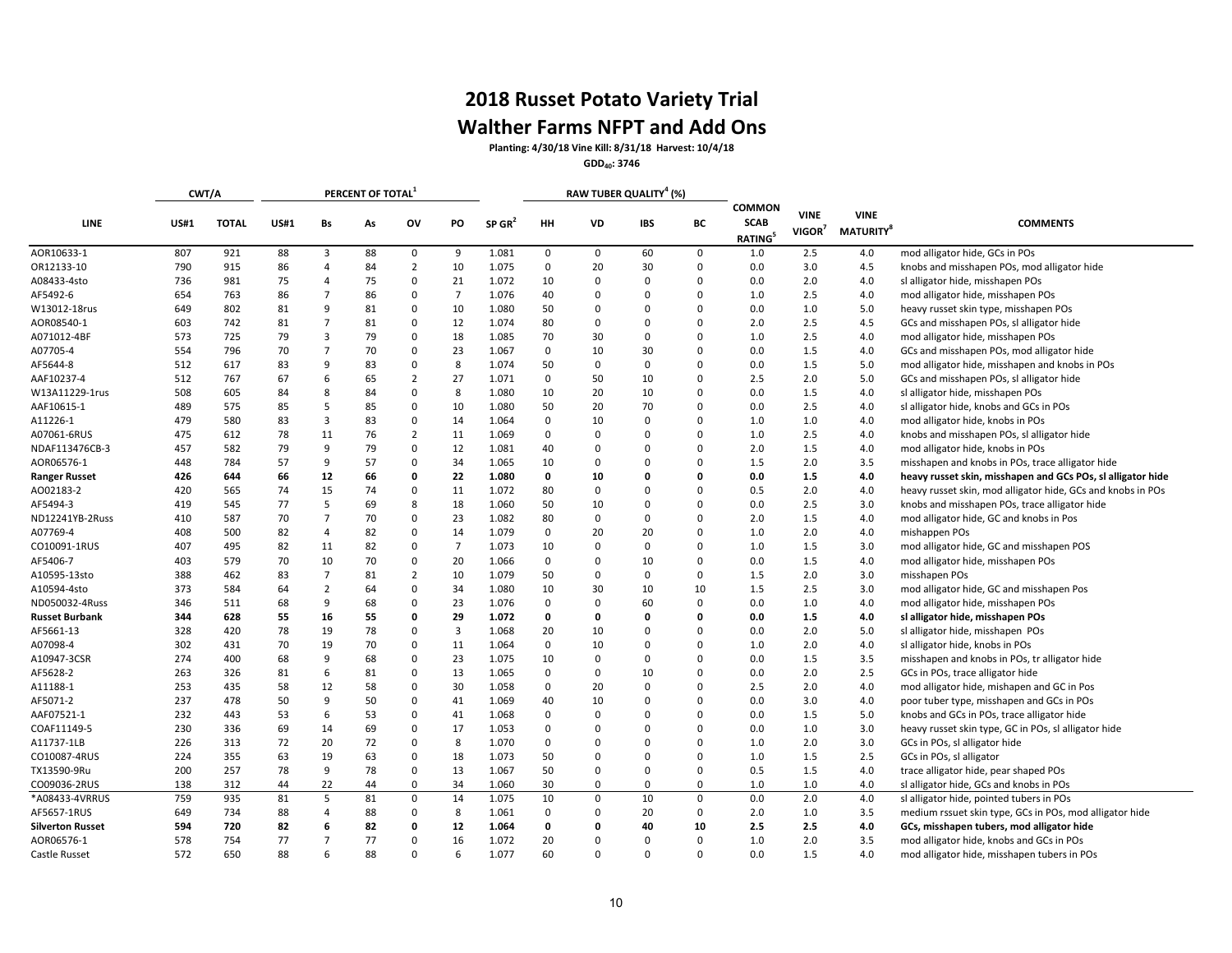# 2018 Russet Potato Variety Trial

## Walther Farms NFPT and Add Ons

**Planting: 4/30/18 Vine Kill: 8/31/18 Harvest: 10/4/18**

**$GDD_{40}$: 3746**

| LINE | CWT/A | | PERCENT OF TOTAL[1] | | | | | SP GR[2] | RAW TUBER QUALITY[4] (%) | | | | COMMON SCAB RATING[5] | VINE VIGOR[7] | VINE MATURITY[8] | COMMENTS |
|---|---|---|---|---|---|---|---|---|---|---|---|---|---|---|---|---|
| | US#1 | TOTAL | US#1 | Bs | As | OV | PO | | HH | VD | IBS | BC | | | | |
| AOR10633-1 | 807 | 921 | 88 | 3 | 88 | 0 | 9 | 1.081 | 0 | 0 | 60 | 0 | 1.0 | 2.5 | 4.0 | mod alligator hide, GCs in POs |
| OR12133-10 | 790 | 915 | 86 | 4 | 84 | 2 | 10 | 1.075 | 0 | 20 | 30 | 0 | 0.0 | 3.0 | 4.5 | knobs and misshapen POs, mod alligator hide |
| A08433-4sto | 736 | 981 | 75 | 4 | 75 | 0 | 21 | 1.072 | 10 | 0 | 0 | 0 | 0.0 | 2.0 | 4.0 | sl alligator hide, misshapen POs |
| AF5492-6 | 654 | 763 | 86 | 7 | 86 | 0 | 7 | 1.076 | 40 | 0 | 0 | 0 | 1.0 | 2.5 | 4.0 | mod alligator hide, misshapen POs |
| W13012-18rus | 649 | 802 | 81 | 9 | 81 | 0 | 10 | 1.080 | 50 | 0 | 0 | 0 | 0.0 | 1.0 | 5.0 | heavy russet skin type, misshapen POs |
| AOR08540-1 | 603 | 742 | 81 | 7 | 81 | 0 | 12 | 1.074 | 80 | 0 | 0 | 0 | 2.0 | 2.5 | 4.5 | GCs and misshapen POs, sl alligator hide |
| A071012-4BF | 573 | 725 | 79 | 3 | 79 | 0 | 18 | 1.085 | 70 | 30 | 0 | 0 | 1.0 | 2.5 | 4.0 | mod alligator hide, misshapen POs |
| A07705-4 | 554 | 796 | 70 | 7 | 70 | 0 | 23 | 1.067 | 0 | 10 | 30 | 0 | 0.0 | 1.5 | 4.0 | GCs and misshapen POs, mod alligator hide |
| AF5644-8 | 512 | 617 | 83 | 9 | 83 | 0 | 8 | 1.074 | 50 | 0 | 0 | 0 | 0.0 | 1.5 | 5.0 | mod alligator hide, misshapen and knobs in POs |
| AAF10237-4 | 512 | 767 | 67 | 6 | 65 | 2 | 27 | 1.071 | 0 | 50 | 10 | 0 | 2.5 | 2.0 | 5.0 | GCs and misshapen POs, sl alligator hide |
| W13A11229-1rus | 508 | 605 | 84 | 8 | 84 | 0 | 8 | 1.080 | 10 | 20 | 10 | 0 | 0.0 | 1.5 | 4.0 | sl alligator hide, misshapen POs |
| AAF10615-1 | 489 | 575 | 85 | 5 | 85 | 0 | 10 | 1.080 | 50 | 20 | 70 | 0 | 0.0 | 2.5 | 4.0 | sl alligator hide, knobs and GCs in POs |
| A11226-1 | 479 | 580 | 83 | 3 | 83 | 0 | 14 | 1.064 | 0 | 10 | 0 | 0 | 1.0 | 1.0 | 4.0 | mod alligator hide, knobs in POs |
| A07061-6RUS | 475 | 612 | 78 | 11 | 76 | 2 | 11 | 1.069 | 0 | 0 | 0 | 0 | 1.0 | 2.5 | 4.0 | knobs and misshapen POs, sl alligator hide |
| NDAF113476CB-3 | 457 | 582 | 79 | 9 | 79 | 0 | 12 | 1.081 | 40 | 0 | 0 | 0 | 2.0 | 1.5 | 4.0 | mod alligator hide, knobs in POs |
| AOR06576-1 | 448 | 784 | 57 | 9 | 57 | 0 | 34 | 1.065 | 10 | 0 | 0 | 0 | 1.5 | 2.0 | 3.5 | misshapen and knobs in POs, trace alligator hide |
| **Ranger Russet** | **426** | **644** | **66** | **12** | **66** | **0** | **22** | **1.080** | **0** | **10** | **0** | **0** | **0.0** | **1.5** | **4.0** | **heavy russet skin, misshapen and GCs POs, sl alligator hide** |
| AO02183-2 | 420 | 565 | 74 | 15 | 74 | 0 | 11 | 1.072 | 80 | 0 | 0 | 0 | 0.5 | 2.0 | 4.0 | heavy russet skin, mod alligator hide, GCs and knobs in POs |
| AF5494-3 | 419 | 545 | 77 | 5 | 69 | 8 | 18 | 1.060 | 50 | 10 | 0 | 0 | 0.0 | 2.5 | 3.0 | knobs and misshapen POs, trace alligator hide |
| ND12241YB-2Russ | 410 | 587 | 70 | 7 | 70 | 0 | 23 | 1.082 | 80 | 0 | 0 | 0 | 2.0 | 1.5 | 4.0 | mod alligator hide, GC and knobs in Pos |
| A07769-4 | 408 | 500 | 82 | 4 | 82 | 0 | 14 | 1.079 | 0 | 20 | 20 | 0 | 1.0 | 2.0 | 4.0 | mishappen POs |
| CO10091-1RUS | 407 | 495 | 82 | 11 | 82 | 0 | 7 | 1.073 | 10 | 0 | 0 | 0 | 1.0 | 1.5 | 3.0 | mod alligator hide, GC and misshapen POS |
| AF5406-7 | 403 | 579 | 70 | 10 | 70 | 0 | 20 | 1.066 | 0 | 0 | 10 | 0 | 0.0 | 1.5 | 4.0 | mod alligator hide, misshapen POs |
| A10595-13sto | 388 | 462 | 83 | 7 | 81 | 2 | 10 | 1.079 | 50 | 0 | 0 | 0 | 1.5 | 2.0 | 3.0 | misshapen POs |
| A10594-4sto | 373 | 584 | 64 | 2 | 64 | 0 | 34 | 1.080 | 10 | 30 | 10 | 10 | 1.5 | 2.5 | 3.0 | mod alligator hide, GC and misshapen Pos |
| ND050032-4Russ | 346 | 511 | 68 | 9 | 68 | 0 | 23 | 1.076 | 0 | 0 | 60 | 0 | 0.0 | 1.0 | 4.0 | mod alligator hide, misshapen POs |
| **Russet Burbank** | **344** | **628** | **55** | **16** | **55** | **0** | **29** | **1.072** | **0** | **0** | **0** | **0** | **0.0** | **1.5** | **4.0** | **sl alligator hide, misshapen POs** |
| AF5661-13 | 328 | 420 | 78 | 19 | 78 | 0 | 3 | 1.068 | 20 | 10 | 0 | 0 | 0.0 | 2.0 | 5.0 | sl alligator hide, misshapen POs |
| A07098-4 | 302 | 431 | 70 | 19 | 70 | 0 | 11 | 1.064 | 0 | 10 | 0 | 0 | 1.0 | 2.0 | 4.0 | sl alligator hide, knobs in POs |
| A10947-3CSR | 274 | 400 | 68 | 9 | 68 | 0 | 23 | 1.075 | 10 | 0 | 0 | 0 | 0.0 | 1.5 | 3.5 | misshapen and knobs in POs, tr alligator hide |
| AF5628-2 | 263 | 326 | 81 | 6 | 81 | 0 | 13 | 1.065 | 0 | 0 | 10 | 0 | 0.0 | 2.0 | 2.5 | GCs in POs, trace alligator hide |
| A11188-1 | 253 | 435 | 58 | 12 | 58 | 0 | 30 | 1.058 | 0 | 20 | 0 | 0 | 2.5 | 2.0 | 4.0 | mod alligator hide, mishapen and GC in Pos |
| AF5071-2 | 237 | 478 | 50 | 9 | 50 | 0 | 41 | 1.069 | 40 | 10 | 0 | 0 | 0.0 | 3.0 | 4.0 | poor tuber type, misshapen and GCs in POs |
| AAF07521-1 | 232 | 443 | 53 | 6 | 53 | 0 | 41 | 1.068 | 0 | 0 | 0 | 0 | 0.0 | 1.5 | 5.0 | knobs and GCs in POs, trace alligator hide |
| COAF11149-5 | 230 | 336 | 69 | 14 | 69 | 0 | 17 | 1.053 | 0 | 0 | 0 | 0 | 0.0 | 1.0 | 3.0 | heavy russet skin type, GC in POs, sl alligator hide |
| A11737-1LB | 226 | 313 | 72 | 20 | 72 | 0 | 8 | 1.070 | 0 | 0 | 0 | 0 | 1.0 | 2.0 | 3.0 | GCs in POs, sl alligator hide |
| CO10087-4RUS | 224 | 355 | 63 | 19 | 63 | 0 | 18 | 1.073 | 50 | 0 | 0 | 0 | 1.0 | 1.5 | 2.5 | GCs in POs, sl alligator |
| TX13590-9Ru | 200 | 257 | 78 | 9 | 78 | 0 | 13 | 1.067 | 50 | 0 | 0 | 0 | 0.5 | 1.5 | 4.0 | trace alligator hide, pear shaped POs |
| CO09036-2RUS | 138 | 312 | 44 | 22 | 44 | 0 | 34 | 1.060 | 30 | 0 | 0 | 0 | 1.0 | 1.0 | 4.0 | sl alligator hide, GCs and knobs in POs |
| *A08433-4VRRUS | 759 | 935 | 81 | 5 | 81 | 0 | 14 | 1.075 | 10 | 0 | 10 | 0 | 0.0 | 2.0 | 4.0 | sl alligator hide, pointed tubers in POs |
| AF5657-1RUS | 649 | 734 | 88 | 4 | 88 | 0 | 8 | 1.061 | 0 | 0 | 20 | 0 | 2.0 | 1.0 | 3.5 | medium rssuet skin type, GCs in POs, mod alligator hide |
| **Silverton Russet** | **594** | **720** | **82** | **6** | **82** | **0** | **12** | **1.064** | **0** | **0** | **40** | **10** | **2.5** | **2.5** | **4.0** | **GCs, misshapen tubers, mod alligator hide** |
| AOR06576-1 | 578 | 754 | 77 | 7 | 77 | 0 | 16 | 1.072 | 20 | 0 | 0 | 0 | 1.0 | 2.0 | 3.5 | mod alligator hide, knobs and GCs in POs |
| Castle Russet | 572 | 650 | 88 | 6 | 88 | 0 | 6 | 1.077 | 60 | 0 | 0 | 0 | 0.0 | 1.5 | 4.0 | mod alligator hide, misshapen tubers in POs |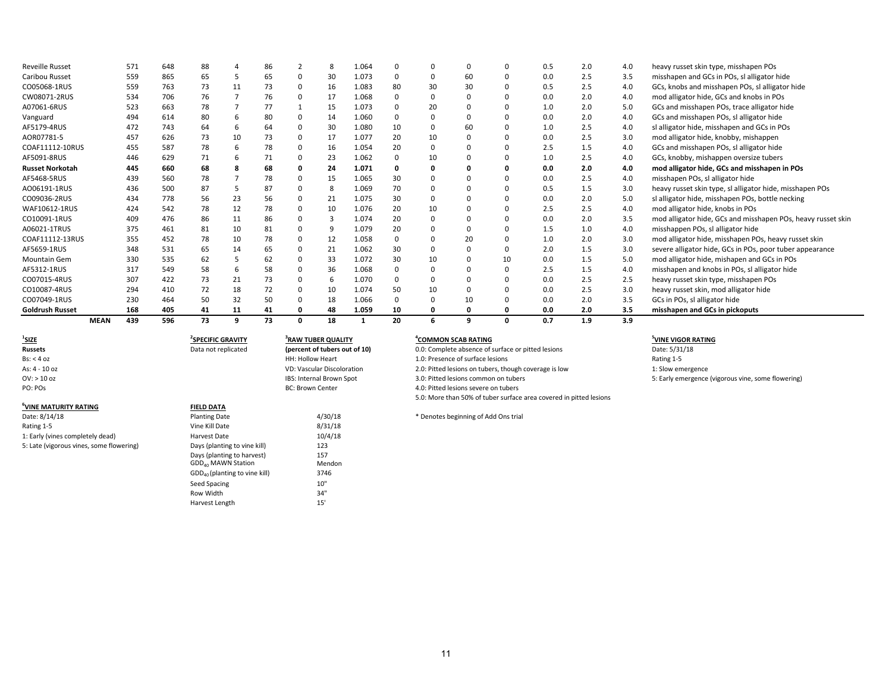| | | | | | | | | | | | | | | | | | |
|---|---|---|---|---|---|---|---|---|---|---|---|---|---|---|---|---|---|
| Reveille Russet | 571 | 648 | 88 | 4 | 86 | 2 | 8 | 1.064 | 0 | 0 | 0 | 0 | 0.5 | 2.0 | 4.0 | heavy russet skin type, misshapen POs |
| Caribou Russet | 559 | 865 | 65 | 5 | 65 | 0 | 30 | 1.073 | 0 | 0 | 60 | 0 | 0.0 | 2.5 | 3.5 | misshapen and GCs in POs, sl alligator hide |
| CO05068-1RUS | 559 | 763 | 73 | 11 | 73 | 0 | 16 | 1.083 | 80 | 30 | 30 | 0 | 0.5 | 2.5 | 4.0 | GCs, knobs and misshapen POs, sl alligator hide |
| CW08071-2RUS | 534 | 706 | 76 | 7 | 76 | 0 | 17 | 1.068 | 0 | 0 | 0 | 0 | 0.0 | 2.0 | 4.0 | mod alligator hide, GCs and knobs in POs |
| A07061-6RUS | 523 | 663 | 78 | 7 | 77 | 1 | 15 | 1.073 | 0 | 20 | 0 | 0 | 1.0 | 2.0 | 5.0 | GCs and misshapen POs, trace alligator hide |
| Vanguard | 494 | 614 | 80 | 6 | 80 | 0 | 14 | 1.060 | 0 | 0 | 0 | 0 | 0.0 | 2.0 | 4.0 | GCs and misshapen POs, sl alligator hide |
| AF5179-4RUS | 472 | 743 | 64 | 6 | 64 | 0 | 30 | 1.080 | 10 | 0 | 60 | 0 | 1.0 | 2.5 | 4.0 | sl alligator hide, misshapen and GCs in POs |
| AOR07781-5 | 457 | 626 | 73 | 10 | 73 | 0 | 17 | 1.077 | 20 | 10 | 0 | 0 | 0.0 | 2.5 | 3.0 | mod alligator hide, knobby, mishappen |
| COAF11112-10RUS | 455 | 587 | 78 | 6 | 78 | 0 | 16 | 1.054 | 20 | 0 | 0 | 0 | 2.5 | 1.5 | 4.0 | GCs and misshapen POs, sl alligator hide |
| AF5091-8RUS | 446 | 629 | 71 | 6 | 71 | 0 | 23 | 1.062 | 0 | 10 | 0 | 0 | 1.0 | 2.5 | 4.0 | GCs, knobby, mishappen oversize tubers |
| **Russet Norkotah** | **445** | **660** | **68** | **8** | **68** | **0** | **24** | **1.071** | **0** | **0** | **0** | **0** | **0.0** | **2.0** | **4.0** | **mod alligator hide, GCs and misshapen in POs** |
| AF5468-5RUS | 439 | 560 | 78 | 7 | 78 | 0 | 15 | 1.065 | 30 | 0 | 0 | 0 | 0.0 | 2.5 | 4.0 | misshapen POs, sl alligator hide |
| AO06191-1RUS | 436 | 500 | 87 | 5 | 87 | 0 | 8 | 1.069 | 70 | 0 | 0 | 0 | 0.5 | 1.5 | 3.0 | heavy russet skin type, sl alligator hide, misshapen POs |
| CO09036-2RUS | 434 | 778 | 56 | 23 | 56 | 0 | 21 | 1.075 | 30 | 0 | 0 | 0 | 0.0 | 2.0 | 5.0 | sl alligator hide, misshapen POs, bottle necking |
| WAF10612-1RUS | 424 | 542 | 78 | 12 | 78 | 0 | 10 | 1.076 | 20 | 10 | 0 | 0 | 2.5 | 2.5 | 4.0 | mod alligator hide, knobs in POs |
| CO10091-1RUS | 409 | 476 | 86 | 11 | 86 | 0 | 3 | 1.074 | 20 | 0 | 0 | 0 | 0.0 | 2.0 | 3.5 | mod alligator hide, GCs and misshapen POs, heavy russet skin |
| A06021-1TRUS | 375 | 461 | 81 | 10 | 81 | 0 | 9 | 1.079 | 20 | 0 | 0 | 0 | 1.5 | 1.0 | 4.0 | misshappen POs, sl alligator hide |
| COAF11112-13RUS | 355 | 452 | 78 | 10 | 78 | 0 | 12 | 1.058 | 0 | 0 | 20 | 0 | 1.0 | 2.0 | 3.0 | mod alligator hide, misshapen POs, heavy russet skin |
| AF5659-1RUS | 348 | 531 | 65 | 14 | 65 | 0 | 21 | 1.062 | 30 | 0 | 0 | 0 | 2.0 | 1.5 | 3.0 | severe alligator hide, GCs in POs, poor tuber appearance |
| Mountain Gem | 330 | 535 | 62 | 5 | 62 | 0 | 33 | 1.072 | 30 | 10 | 0 | 10 | 0.0 | 1.5 | 5.0 | mod alligator hide, mishapen and GCs in POs |
| AF5312-1RUS | 317 | 549 | 58 | 6 | 58 | 0 | 36 | 1.068 | 0 | 0 | 0 | 0 | 2.5 | 1.5 | 4.0 | misshapen and knobs in POs, sl alligator hide |
| CO07015-4RUS | 307 | 422 | 73 | 21 | 73 | 0 | 6 | 1.070 | 0 | 0 | 0 | 0 | 0.0 | 2.5 | 2.5 | heavy russet skin type, misshapen POs |
| CO10087-4RUS | 294 | 410 | 72 | 18 | 72 | 0 | 10 | 1.074 | 50 | 10 | 0 | 0 | 0.0 | 2.5 | 3.0 | heavy russet skin, mod alligator hide |
| CO07049-1RUS | 230 | 464 | 50 | 32 | 50 | 0 | 18 | 1.066 | 0 | 0 | 10 | 0 | 0.0 | 2.0 | 3.5 | GCs in POs, sl alligator hide |
| **Goldrush Russet** | **168** | **405** | **41** | **11** | **41** | **0** | **48** | **1.059** | **10** | **0** | **0** | **0** | **0.0** | **2.0** | **3.5** | **misshapen and GCs in pickouts** |
| **MEAN** | **439** | **596** | **73** | **9** | **73** | **0** | **18** | **1** | **20** | **6** | **9** | **0** | **0.7** | **1.9** | **3.9** | |

**[1]SIZE**
Russets
Bs: < 4 oz
As: 4 - 10 oz
OV: > 10 oz
PO: POs

**[2]SPECIFIC GRAVITY**
Data not replicated

**[3]RAW TUBER QUALITY**
**(percent of tubers out of 10)**
HH: Hollow Heart
VD: Vascular Discoloration
IBS: Internal Brown Spot
BC: Brown Center

**[4]COMMON SCAB RATING**
0.0: Complete absence of surface or pitted lesions
1.0: Presence of surface lesions
2.0: Pitted lesions on tubers, though coverage is low
3.0: Pitted lesions common on tubers
4.0: Pitted lesions severe on tubers
5.0: More than 50% of tuber surface area covered in pitted lesions

**[5]VINE VIGOR RATING**
Date: 5/31/18
Rating 1-5
1: Slow emergence
5: Early emergence (vigorous vine, some flowering)

**[6]VINE MATURITY RATING**
Date: 8/14/18
Rating 1-5
1: Early (vines completely dead)
5: Late (vigorous vines, some flowering)

**FIELD DATA**

| | |
|---|---|
| Planting Date | 4/30/18 |
| Vine Kill Date | 8/31/18 |
| Harvest Date | 10/4/18 |
| Days (planting to vine kill) | 123 |
| Days (planting to harvest) | 157 |
| $GDD_{40}$ MAWN Station | Mendon |
| $GDD_{40}$ (planting to vine kill) | 3746 |
| Seed Spacing | 10" |
| Row Width | 34" |
| Harvest Length | 15' |

* Denotes beginning of Add Ons trial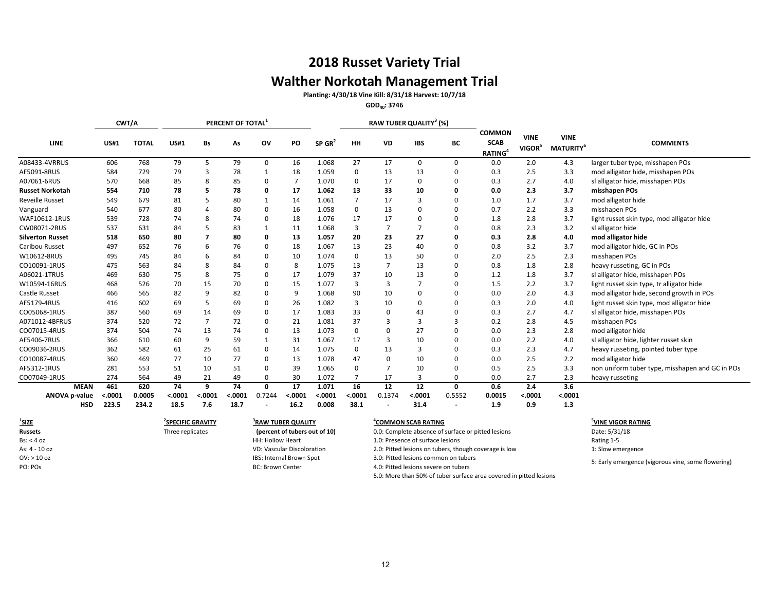# 2018 Russet Variety Trial

## Walther Norkotah Management Trial

**Planting: 4/30/18 Vine Kill: 8/31/18 Harvest: 10/7/18**

**$GDD_{40}$: 3746**

| LINE | CWT/A | | PERCENT OF TOTAL[1] | | | | | | RAW TUBER QUALITY[3] (%) | | | | COMMON SCAB RATING[4] | VINE VIGOR[5] | VINE MATURITY[6] | COMMENTS |
|---|---|---|---|---|---|---|---|---|---|---|---|---|---|---|---|---|
| | US#1 | TOTAL | US#1 | Bs | As | OV | PO | SP GR[2] | HH | VD | IBS | BC | | | | |
| A08433-4VRRUS | 606 | 768 | 79 | 5 | 79 | 0 | 16 | 1.068 | 27 | 17 | 0 | 0 | 0.0 | 2.0 | 4.3 | larger tuber type, misshapen POs |
| AF5091-8RUS | 584 | 729 | 79 | 3 | 78 | 1 | 18 | 1.059 | 0 | 13 | 13 | 0 | 0.3 | 2.5 | 3.3 | mod alligator hide, misshapen POs |
| A07061-6RUS | 570 | 668 | 85 | 8 | 85 | 0 | 7 | 1.070 | 0 | 17 | 0 | 0 | 0.3 | 2.7 | 4.0 | sl alligator hide, misshapen POs |
| **Russet Norkotah** | **554** | **710** | **78** | **5** | **78** | **0** | **17** | **1.062** | **13** | **33** | **10** | **0** | **0.0** | **2.3** | **3.7** | **misshapen POs** |
| Reveille Russet | 549 | 679 | 81 | 5 | 80 | 1 | 14 | 1.061 | 7 | 17 | 3 | 0 | 1.0 | 1.7 | 3.7 | mod alligator hide |
| Vanguard | 540 | 677 | 80 | 4 | 80 | 0 | 16 | 1.058 | 0 | 13 | 0 | 0 | 0.7 | 2.2 | 3.3 | misshapen POs |
| WAF10612-1RUS | 539 | 728 | 74 | 8 | 74 | 0 | 18 | 1.076 | 17 | 17 | 0 | 0 | 1.8 | 2.8 | 3.7 | light russet skin type, mod alligator hide |
| CW08071-2RUS | 537 | 631 | 84 | 5 | 83 | 1 | 11 | 1.068 | 3 | 7 | 7 | 0 | 0.8 | 2.3 | 3.2 | sl alligator hide |
| **Silverton Russet** | **518** | **650** | **80** | **7** | **80** | **0** | **13** | **1.057** | **20** | **23** | **27** | **0** | **0.3** | **2.8** | **4.0** | **mod alligator hide** |
| Caribou Russet | 497 | 652 | 76 | 6 | 76 | 0 | 18 | 1.067 | 13 | 23 | 40 | 0 | 0.8 | 3.2 | 3.7 | mod alligator hide, GC in POs |
| W10612-8RUS | 495 | 745 | 84 | 6 | 84 | 0 | 10 | 1.074 | 0 | 13 | 50 | 0 | 2.0 | 2.5 | 2.3 | misshapen POs |
| CO10091-1RUS | 475 | 563 | 84 | 8 | 84 | 0 | 8 | 1.075 | 13 | 7 | 13 | 0 | 0.8 | 1.8 | 2.8 | heavy russeting, GC in POs |
| A06021-1TRUS | 469 | 630 | 75 | 8 | 75 | 0 | 17 | 1.079 | 37 | 10 | 13 | 0 | 1.2 | 1.8 | 3.7 | sl alligator hide, misshapen POs |
| W10594-16RUS | 468 | 526 | 70 | 15 | 70 | 0 | 15 | 1.077 | 3 | 3 | 7 | 0 | 1.5 | 2.2 | 3.7 | light russet skin type, tr alligator hide |
| Castle Russet | 466 | 565 | 82 | 9 | 82 | 0 | 9 | 1.068 | 90 | 10 | 0 | 0 | 0.0 | 2.0 | 4.3 | mod alligator hide, second growth in POs |
| AF5179-4RUS | 416 | 602 | 69 | 5 | 69 | 0 | 26 | 1.082 | 3 | 10 | 0 | 0 | 0.3 | 2.0 | 4.0 | light russet skin type, mod alligator hide |
| CO05068-1RUS | 387 | 560 | 69 | 14 | 69 | 0 | 17 | 1.083 | 33 | 0 | 43 | 0 | 0.3 | 2.7 | 4.7 | sl alligator hide, misshapen POs |
| A071012-4BFRUS | 374 | 520 | 72 | 7 | 72 | 0 | 21 | 1.081 | 37 | 3 | 3 | 3 | 0.2 | 2.8 | 4.5 | misshapen POs |
| CO07015-4RUS | 374 | 504 | 74 | 13 | 74 | 0 | 13 | 1.073 | 0 | 0 | 27 | 0 | 0.0 | 2.3 | 2.8 | mod alligator hide |
| AF5406-7RUS | 366 | 610 | 60 | 9 | 59 | 1 | 31 | 1.067 | 17 | 3 | 10 | 0 | 0.0 | 2.2 | 4.0 | sl alligator hide, lighter russet skin |
| CO09036-2RUS | 362 | 582 | 61 | 25 | 61 | 0 | 14 | 1.075 | 0 | 13 | 3 | 0 | 0.3 | 2.3 | 4.7 | heavy russeting, pointed tuber type |
| CO10087-4RUS | 360 | 469 | 77 | 10 | 77 | 0 | 13 | 1.078 | 47 | 0 | 10 | 0 | 0.0 | 2.5 | 2.2 | mod alligator hide |
| AF5312-1RUS | 281 | 553 | 51 | 10 | 51 | 0 | 39 | 1.065 | 0 | 7 | 10 | 0 | 0.5 | 2.5 | 3.3 | non uniform tuber type, misshapen and GC in POs |
| CO07049-1RUS | 274 | 564 | 49 | 21 | 49 | 0 | 30 | 1.072 | 7 | 17 | 3 | 0 | 0.0 | 2.7 | 2.3 | heavy russeting |
| **MEAN** | **461** | **620** | **74** | **9** | **74** | **0** | **17** | **1.071** | **16** | **12** | **12** | **0** | **0.6** | **2.4** | **3.6** | |
| **ANOVA p-value** | **<.0001** | **0.0005** | **<.0001** | **<.0001** | **<.0001** | 0.7244 | **<.0001** | **<.0001** | **<.0001** | 0.1374 | **<.0001** | 0.5552 | **0.0015** | **<.0001** | **<.0001** | |
| **HSD** | **223.5** | **234.2** | **18.5** | **7.6** | **18.7** | - | **16.2** | **0.008** | **38.1** | - | **31.4** | - | **1.9** | **0.9** | **1.3** | |

**[1] SIZE**
**Russets**
Bs: < 4 oz
As: 4 - 10 oz
OV: > 10 oz
PO: POs

**[2] SPECIFIC GRAVITY**
Three replicates

**[3] RAW TUBER QUALITY**
**(percent of tubers out of 10)**
HH: Hollow Heart
VD: Vascular Discoloration
IBS: Internal Brown Spot
BC: Brown Center

**[4] COMMON SCAB RATING**
0.0: Complete absence of surface or pitted lesions
1.0: Presence of surface lesions
2.0: Pitted lesions on tubers, though coverage is low
3.0: Pitted lesions common on tubers
4.0: Pitted lesions severe on tubers
5.0: More than 50% of tuber surface area covered in pitted lesions

**[5] VINE VIGOR RATING**
Date: 5/31/18
Rating 1-5
1: Slow emergence
5: Early emergence (vigorous vine, some flowering)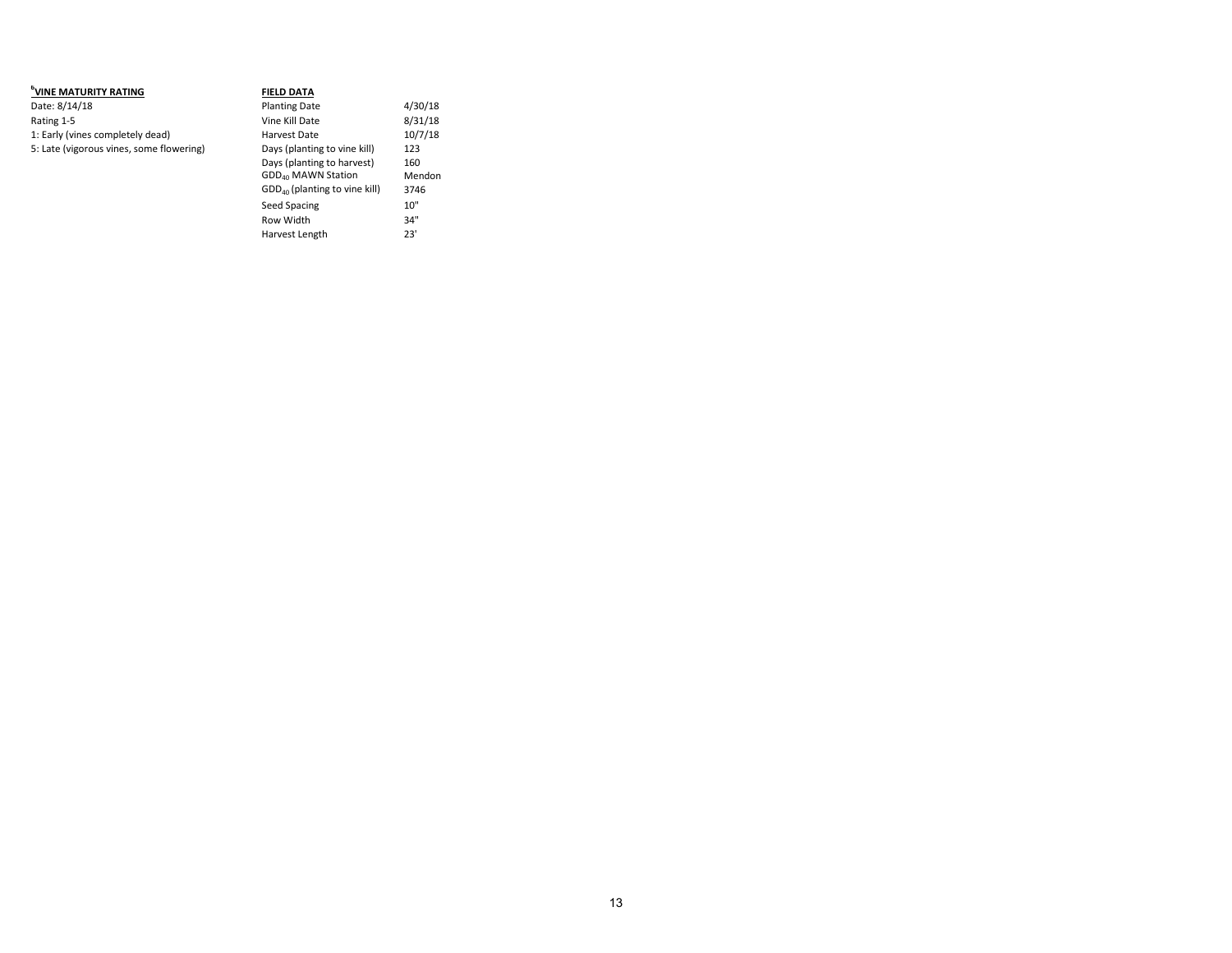**[b]VINE MATURITY RATING**

Date: 8/14/18
Rating 1-5
1: Early (vines completely dead)
5: Late (vigorous vines, some flowering)

**FIELD DATA**

| | |
|---|---|
| Planting Date | 4/30/18 |
| Vine Kill Date | 8/31/18 |
| Harvest Date | 10/7/18 |
| Days (planting to vine kill) | 123 |
| Days (planting to harvest) | 160 |
| $GDD_{40}$ MAWN Station | Mendon |
| $GDD_{40}$ (planting to vine kill) | 3746 |
| Seed Spacing | 10" |
| Row Width | 34" |
| Harvest Length | 23' |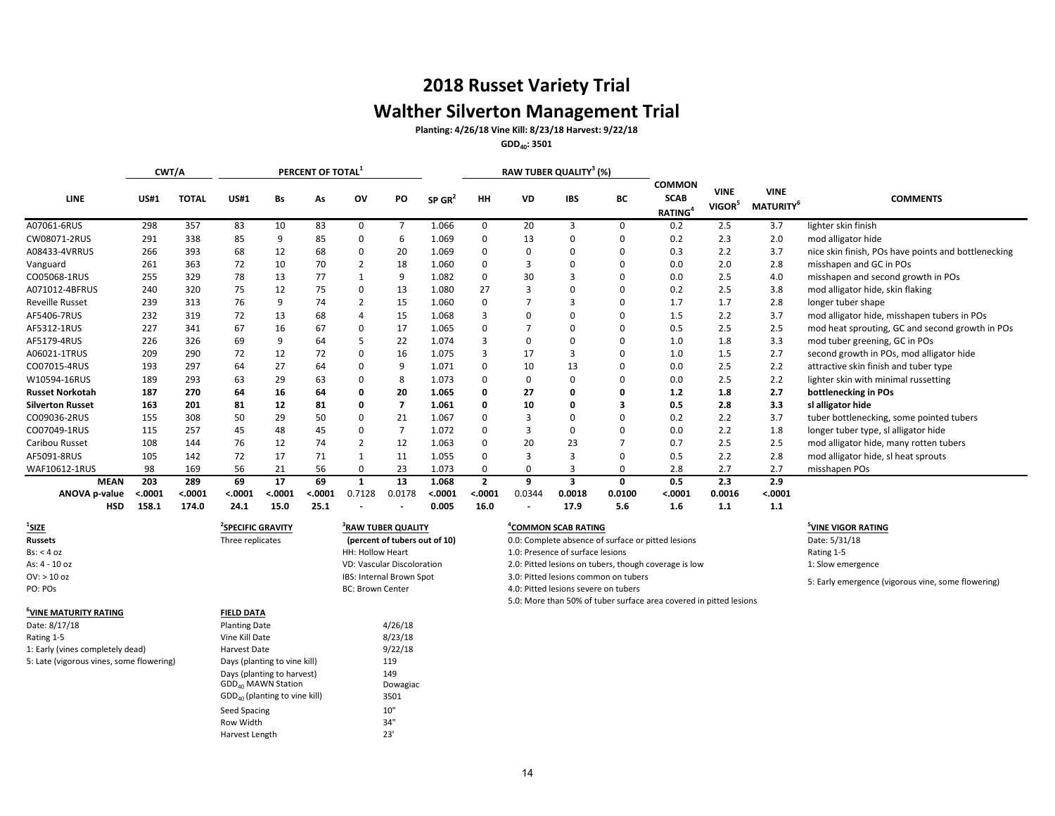# 2018 Russet Variety Trial

# Walther Silverton Management Trial

**Planting: 4/26/18 Vine Kill: 8/23/18 Harvest: 9/22/18**

**$GDD_{40}$: 3501**

| | CWT/A | | PERCENT OF TOTAL[1] | | | | | | RAW TUBER QUALITY[3] (%) | | | | | | | |
|---|---|---|---|---|---|---|---|---|---|---|---|---|---|---|---|---|
| **LINE** | **US#1** | **TOTAL** | **US#1** | **Bs** | **As** | **OV** | **PO** | **SP GR[2]** | **HH** | **VD** | **IBS** | **BC** | **COMMON SCAB RATING[4]** | **VINE VIGOR[5]** | **VINE MATURITY[6]** | **COMMENTS** |
| A07061-6RUS | 298 | 357 | 83 | 10 | 83 | 0 | 7 | 1.066 | 0 | 20 | 3 | 0 | 0.2 | 2.5 | 3.7 | lighter skin finish |
| CW08071-2RUS | 291 | 338 | 85 | 9 | 85 | 0 | 6 | 1.069 | 0 | 13 | 0 | 0 | 0.2 | 2.3 | 2.0 | mod alligator hide |
| A08433-4VRRUS | 266 | 393 | 68 | 12 | 68 | 0 | 20 | 1.069 | 0 | 0 | 0 | 0 | 0.3 | 2.2 | 3.7 | nice skin finish, POs have points and bottlenecking |
| Vanguard | 261 | 363 | 72 | 10 | 70 | 2 | 18 | 1.060 | 0 | 3 | 0 | 0 | 0.0 | 2.0 | 2.8 | misshapen and GC in POs |
| CO05068-1RUS | 255 | 329 | 78 | 13 | 77 | 1 | 9 | 1.082 | 0 | 30 | 3 | 0 | 0.0 | 2.5 | 4.0 | misshapen and second growth in POs |
| A071012-4BFRUS | 240 | 320 | 75 | 12 | 75 | 0 | 13 | 1.080 | 27 | 3 | 0 | 0 | 0.2 | 2.5 | 3.8 | mod alligator hide, skin flaking |
| Reveille Russet | 239 | 313 | 76 | 9 | 74 | 2 | 15 | 1.060 | 0 | 7 | 3 | 0 | 1.7 | 1.7 | 2.8 | longer tuber shape |
| AF5406-7RUS | 232 | 319 | 72 | 13 | 68 | 4 | 15 | 1.068 | 3 | 0 | 0 | 0 | 1.5 | 2.2 | 3.7 | mod alligator hide, misshapen tubers in POs |
| AF5312-1RUS | 227 | 341 | 67 | 16 | 67 | 0 | 17 | 1.065 | 0 | 7 | 0 | 0 | 0.5 | 2.5 | 2.5 | mod heat sprouting, GC and second growth in POs |
| AF5179-4RUS | 226 | 326 | 69 | 9 | 64 | 5 | 22 | 1.074 | 3 | 0 | 0 | 0 | 1.0 | 1.8 | 3.3 | mod tuber greening, GC in POs |
| A06021-1TRUS | 209 | 290 | 72 | 12 | 72 | 0 | 16 | 1.075 | 3 | 17 | 3 | 0 | 1.0 | 1.5 | 2.7 | second growth in POs, mod alligator hide |
| CO07015-4RUS | 193 | 297 | 64 | 27 | 64 | 0 | 9 | 1.071 | 0 | 10 | 13 | 0 | 0.0 | 2.5 | 2.2 | attractive skin finish and tuber type |
| W10594-16RUS | 189 | 293 | 63 | 29 | 63 | 0 | 8 | 1.073 | 0 | 0 | 0 | 0 | 0.0 | 2.5 | 2.2 | lighter skin with minimal russetting |
| **Russet Norkotah** | **187** | **270** | **64** | **16** | **64** | **0** | **20** | **1.065** | **0** | **27** | **0** | **0** | **1.2** | **1.8** | **2.7** | **bottlenecking in POs** |
| **Silverton Russet** | **163** | **201** | **81** | **12** | **81** | **0** | **7** | **1.061** | **0** | **10** | **0** | **3** | **0.5** | **2.8** | **3.3** | **sl alligator hide** |
| CO09036-2RUS | 155 | 308 | 50 | 29 | 50 | 0 | 21 | 1.067 | 0 | 3 | 0 | 0 | 0.2 | 2.2 | 3.7 | tuber bottlenecking, some pointed tubers |
| CO07049-1RUS | 115 | 257 | 45 | 48 | 45 | 0 | 7 | 1.072 | 0 | 3 | 0 | 0 | 0.0 | 2.2 | 1.8 | longer tuber type, sl alligator hide |
| Caribou Russet | 108 | 144 | 76 | 12 | 74 | 2 | 12 | 1.063 | 0 | 20 | 23 | 7 | 0.7 | 2.5 | 2.5 | mod alligator hide, many rotten tubers |
| AF5091-8RUS | 105 | 142 | 72 | 17 | 71 | 1 | 11 | 1.055 | 0 | 3 | 3 | 0 | 0.5 | 2.2 | 2.8 | mod alligator hide, sl heat sprouts |
| WAF10612-1RUS | 98 | 169 | 56 | 21 | 56 | 0 | 23 | 1.073 | 0 | 0 | 3 | 0 | 2.8 | 2.7 | 2.7 | misshapen POs |
| **MEAN** | **203** | **289** | **69** | **17** | **69** | **1** | **13** | **1.068** | **2** | **9** | **3** | **0** | **0.5** | **2.3** | **2.9** | |
| **ANOVA p-value** | **<.0001** | **<.0001** | **<.0001** | **<.0001** | **<.0001** | 0.7128 | 0.0178 | **<.0001** | **<.0001** | 0.0344 | **0.0018** | **0.0100** | **<.0001** | **0.0016** | **<.0001** | |
| **HSD** | **158.1** | **174.0** | **24.1** | **15.0** | **25.1** | - | - | **0.005** | **16.0** | - | **17.9** | **5.6** | **1.6** | **1.1** | **1.1** | |

**[1]SIZE**
**Russets**
Bs: < 4 oz
As: 4 - 10 oz
OV: > 10 oz
PO: POs

**[2]SPECIFIC GRAVITY**
Three replicates

**[3]RAW TUBER QUALITY**
**(percent of tubers out of 10)**
HH: Hollow Heart
VD: Vascular Discoloration
IBS: Internal Brown Spot
BC: Brown Center

**[4]COMMON SCAB RATING**
0.0: Complete absence of surface or pitted lesions
1.0: Presence of surface lesions
2.0: Pitted lesions on tubers, though coverage is low
3.0: Pitted lesions common on tubers
4.0: Pitted lesions severe on tubers
5.0: More than 50% of tuber surface area covered in pitted lesions

**[5]VINE VIGOR RATING**
Date: 5/31/18
Rating 1-5
1: Slow emergence
5: Early emergence (vigorous vine, some flowering)

**[6]VINE MATURITY RATING**
Date: 8/17/18
Rating 1-5
1: Early (vines completely dead)
5: Late (vigorous vines, some flowering)

**FIELD DATA**

| | |
|---|---|
| Planting Date | 4/26/18 |
| Vine Kill Date | 8/23/18 |
| Harvest Date | 9/22/18 |
| Days (planting to vine kill) | 119 |
| Days (planting to harvest) | 149 |
| $GDD_{40}$ MAWN Station | Dowagiac |
| $GDD_{40}$ (planting to vine kill) | 3501 |
| Seed Spacing | 10" |
| Row Width | 34" |
| Harvest Length | 23' |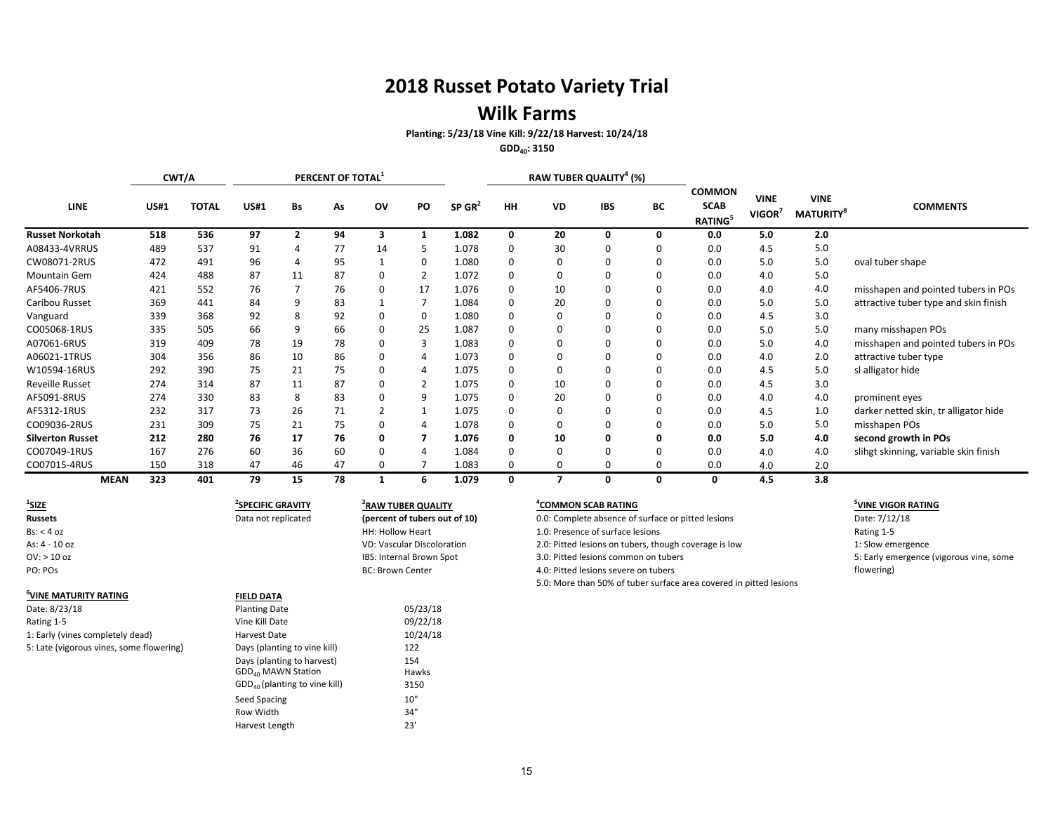# 2018 Russet Potato Variety Trial

## Wilk Farms

**Planting: 5/23/18 Vine Kill: 9/22/18 Harvest: 10/24/18**

**$GDD_{40}$: 3150**

| LINE | CWT/A | | PERCENT OF TOTAL[1] | | | | | SP GR[2] | RAW TUBER QUALITY[4] (%) | | | | COMMON SCAB RATING[5] | VINE VIGOR[7] | VINE MATURITY[8] | COMMENTS |
|---|---|---|---|---|---|---|---|---|---|---|---|---|---|---|---|---|
| | US#1 | TOTAL | US#1 | Bs | As | OV | PO | | HH | VD | IBS | BC | | | | |
| **Russet Norkotah** | **518** | **536** | **97** | **2** | **94** | **3** | **1** | **1.082** | **0** | **20** | **0** | **0** | **0.0** | **5.0** | **2.0** | |
| A08433-4VRRUS | 489 | 537 | 91 | 4 | 77 | 14 | 5 | 1.078 | 0 | 30 | 0 | 0 | 0.0 | 4.5 | 5.0 | |
| CW08071-2RUS | 472 | 491 | 96 | 4 | 95 | 1 | 0 | 1.080 | 0 | 0 | 0 | 0 | 0.0 | 5.0 | 5.0 | oval tuber shape |
| Mountain Gem | 424 | 488 | 87 | 11 | 87 | 0 | 2 | 1.072 | 0 | 0 | 0 | 0 | 0.0 | 4.0 | 5.0 | |
| AF5406-7RUS | 421 | 552 | 76 | 7 | 76 | 0 | 17 | 1.076 | 0 | 10 | 0 | 0 | 0.0 | 4.0 | 4.0 | misshapen and pointed tubers in POs |
| Caribou Russet | 369 | 441 | 84 | 9 | 83 | 1 | 7 | 1.084 | 0 | 20 | 0 | 0 | 0.0 | 5.0 | 5.0 | attractive tuber type and skin finish |
| Vanguard | 339 | 368 | 92 | 8 | 92 | 0 | 0 | 1.080 | 0 | 0 | 0 | 0 | 0.0 | 4.5 | 3.0 | |
| CO05068-1RUS | 335 | 505 | 66 | 9 | 66 | 0 | 25 | 1.087 | 0 | 0 | 0 | 0 | 0.0 | 5.0 | 5.0 | many misshapen POs |
| A07061-6RUS | 319 | 409 | 78 | 19 | 78 | 0 | 3 | 1.083 | 0 | 0 | 0 | 0 | 0.0 | 5.0 | 4.0 | misshapen and pointed tubers in POs |
| A06021-1TRUS | 304 | 356 | 86 | 10 | 86 | 0 | 4 | 1.073 | 0 | 0 | 0 | 0 | 0.0 | 4.0 | 2.0 | attractive tuber type |
| W10594-16RUS | 292 | 390 | 75 | 21 | 75 | 0 | 4 | 1.075 | 0 | 0 | 0 | 0 | 0.0 | 4.5 | 5.0 | sl alligator hide |
| Reveille Russet | 274 | 314 | 87 | 11 | 87 | 0 | 2 | 1.075 | 0 | 10 | 0 | 0 | 0.0 | 4.5 | 3.0 | |
| AF5091-8RUS | 274 | 330 | 83 | 8 | 83 | 0 | 9 | 1.075 | 0 | 20 | 0 | 0 | 0.0 | 4.0 | 4.0 | prominent eyes |
| AF5312-1RUS | 232 | 317 | 73 | 26 | 71 | 2 | 1 | 1.075 | 0 | 0 | 0 | 0 | 0.0 | 4.5 | 1.0 | darker netted skin, tr alligator hide |
| CO09036-2RUS | 231 | 309 | 75 | 21 | 75 | 0 | 4 | 1.078 | 0 | 0 | 0 | 0 | 0.0 | 5.0 | 5.0 | misshapen POs |
| **Silverton Russet** | **212** | **280** | **76** | **17** | **76** | **0** | **7** | **1.076** | **0** | **10** | **0** | **0** | **0.0** | **5.0** | **4.0** | **second growth in POs** |
| CO07049-1RUS | 167 | 276 | 60 | 36 | 60 | 0 | 4 | 1.084 | 0 | 0 | 0 | 0 | 0.0 | 4.0 | 4.0 | slihgt skinning, variable skin finish |
| CO07015-4RUS | 150 | 318 | 47 | 46 | 47 | 0 | 7 | 1.083 | 0 | 0 | 0 | 0 | 0.0 | 4.0 | 2.0 | |
| **MEAN** | **323** | **401** | **79** | **15** | **78** | **1** | **6** | **1.079** | **0** | **7** | **0** | **0** | **0** | **4.5** | **3.8** | |

**[1]SIZE**
**Russets**
Bs: < 4 oz
As: 4 - 10 oz
OV: > 10 oz
PO: POs

**[2]SPECIFIC GRAVITY**
Data not replicated

**[3]RAW TUBER QUALITY**
**(percent of tubers out of 10)**
HH: Hollow Heart
VD: Vascular Discoloration
IBS: Internal Brown Spot
BC: Brown Center

**[4]COMMON SCAB RATING**
0.0: Complete absence of surface or pitted lesions
1.0: Presence of surface lesions
2.0: Pitted lesions on tubers, though coverage is low
3.0: Pitted lesions common on tubers
4.0: Pitted lesions severe on tubers
5.0: More than 50% of tuber surface area covered in pitted lesions

**[5]VINE VIGOR RATING**
Date: 7/12/18
Rating 1-5
1: Slow emergence
5: Early emergence (vigorous vine, some flowering)

**[6]VINE MATURITY RATING**
Date: 8/23/18
Rating 1-5
1: Early (vines completely dead)
5: Late (vigorous vines, some flowering)

**FIELD DATA**

| | |
|---|---|
| Planting Date | 05/23/18 |
| Vine Kill Date | 09/22/18 |
| Harvest Date | 10/24/18 |
| Days (planting to vine kill) | 122 |
| Days (planting to harvest) | 154 |
| $GDD_{40}$ MAWN Station | Hawks |
| $GDD_{40}$ (planting to vine kill) | 3150 |
| Seed Spacing | 10" |
| Row Width | 34" |
| Harvest Length | 23' |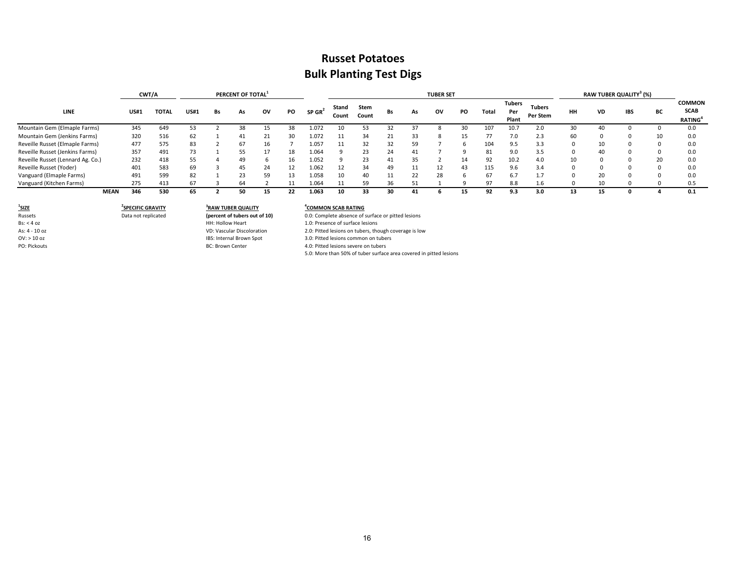# Russet Potatoes
## Bulk Planting Test Digs

| LINE | CWT/A | | PERCENT OF TOTAL[1] | | | | | | TUBER SET | | | | | | | | | | RAW TUBER QUALITY[3] (%) | | | | COMMON SCAB RATING[4] |
|---|---|---|---|---|---|---|---|---|---|---|---|---|---|---|---|---|---|---|---|---|---|---|---|
| | US#1 | TOTAL | US#1 | Bs | As | OV | PO | SP GR[2] | Stand Count | Stem Count | Bs | As | OV | PO | Total | Tubers Per Plant | Tubers Per Stem | | HH | VD | IBS | BC | |
| Mountain Gem (Elmaple Farms) | 345 | 649 | 53 | 2 | 38 | 15 | 38 | 1.072 | 10 | 53 | 32 | 37 | 8 | 30 | 107 | 10.7 | 2.0 | | 30 | 40 | 0 | 0 | 0.0 |
| Mountain Gem (Jenkins Farms) | 320 | 516 | 62 | 1 | 41 | 21 | 30 | 1.072 | 11 | 34 | 21 | 33 | 8 | 15 | 77 | 7.0 | 2.3 | | 60 | 0 | 0 | 10 | 0.0 |
| Reveille Russet (Elmaple Farms) | 477 | 575 | 83 | 2 | 67 | 16 | 7 | 1.057 | 11 | 32 | 32 | 59 | 7 | 6 | 104 | 9.5 | 3.3 | | 0 | 10 | 0 | 0 | 0.0 |
| Reveille Russet (Jenkins Farms) | 357 | 491 | 73 | 1 | 55 | 17 | 18 | 1.064 | 9 | 23 | 24 | 41 | 7 | 9 | 81 | 9.0 | 3.5 | | 0 | 40 | 0 | 0 | 0.0 |
| Reveille Russet (Lennard Ag. Co.) | 232 | 418 | 55 | 4 | 49 | 6 | 16 | 1.052 | 9 | 23 | 41 | 35 | 2 | 14 | 92 | 10.2 | 4.0 | | 10 | 0 | 0 | 20 | 0.0 |
| Reveille Russet (Yoder) | 401 | 583 | 69 | 3 | 45 | 24 | 12 | 1.062 | 12 | 34 | 49 | 11 | 12 | 43 | 115 | 9.6 | 3.4 | | 0 | 0 | 0 | 0 | 0.0 |
| Vanguard (Elmaple Farms) | 491 | 599 | 82 | 1 | 23 | 59 | 13 | 1.058 | 10 | 40 | 11 | 22 | 28 | 6 | 67 | 6.7 | 1.7 | | 0 | 20 | 0 | 0 | 0.0 |
| Vanguard (Kitchen Farms) | 275 | 413 | 67 | 3 | 64 | 2 | 11 | 1.064 | 11 | 59 | 36 | 51 | 1 | 9 | 97 | 8.8 | 1.6 | | 0 | 10 | 0 | 0 | 0.5 |
| **MEAN** | **346** | **530** | **65** | **2** | **50** | **15** | **22** | **1.063** | **10** | **33** | **30** | **41** | **6** | **15** | **92** | **9.3** | **3.0** | | **13** | **15** | **0** | **4** | **0.1** |

**[1]SIZE**
Russets
Bs: < 4 oz
As: 4 - 10 oz
OV: > 10 oz
PO: Pickouts

**[2]SPECIFIC GRAVITY**
Data not replicated

**[3]RAW TUBER QUALITY**
**(percent of tubers out of 10)**
HH: Hollow Heart
VD: Vascular Discoloration
IBS: Internal Brown Spot
BC: Brown Center

**[4]COMMON SCAB RATING**
0.0: Complete absence of surface or pitted lesions
1.0: Presence of surface lesions
2.0: Pitted lesions on tubers, though coverage is low
3.0: Pitted lesions common on tubers
4.0: Pitted lesions severe on tubers
5.0: More than 50% of tuber surface area covered in pitted lesions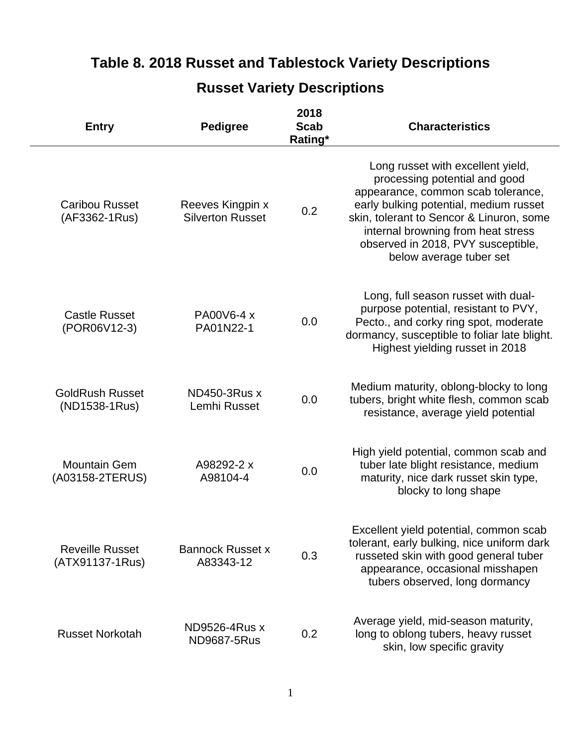# Table 8. 2018 Russet and Tablestock Variety Descriptions

## Russet Variety Descriptions

| Entry | Pedigree | 2018 Scab Rating* | Characteristics |
|---|---|---|---|
| Caribou Russet (AF3362-1Rus) | Reeves Kingpin x Silverton Russet | 0.2 | Long russet with excellent yield, processing potential and good appearance, common scab tolerance, early bulking potential, medium russet skin, tolerant to Sencor & Linuron, some internal browning from heat stress observed in 2018, PVY susceptible, below average tuber set |
| Castle Russet (POR06V12-3) | PA00V6-4 x PA01N22-1 | 0.0 | Long, full season russet with dual-purpose potential, resistant to PVY, Pecto., and corky ring spot, moderate dormancy, susceptible to foliar late blight. Highest yielding russet in 2018 |
| GoldRush Russet (ND1538-1Rus) | ND450-3Rus x Lemhi Russet | 0.0 | Medium maturity, oblong-blocky to long tubers, bright white flesh, common scab resistance, average yield potential |
| Mountain Gem (A03158-2TERUS) | A98292-2 x A98104-4 | 0.0 | High yield potential, common scab and tuber late blight resistance, medium maturity, nice dark russet skin type, blocky to long shape |
| Reveille Russet (ATX91137-1Rus) | Bannock Russet x A83343-12 | 0.3 | Excellent yield potential, common scab tolerant, early bulking, nice uniform dark russeted skin with good general tuber appearance, occasional misshapen tubers observed, long dormancy |
| Russet Norkotah | ND9526-4Rus x ND9687-5Rus | 0.2 | Average yield, mid-season maturity, long to oblong tubers, heavy russet skin, low specific gravity |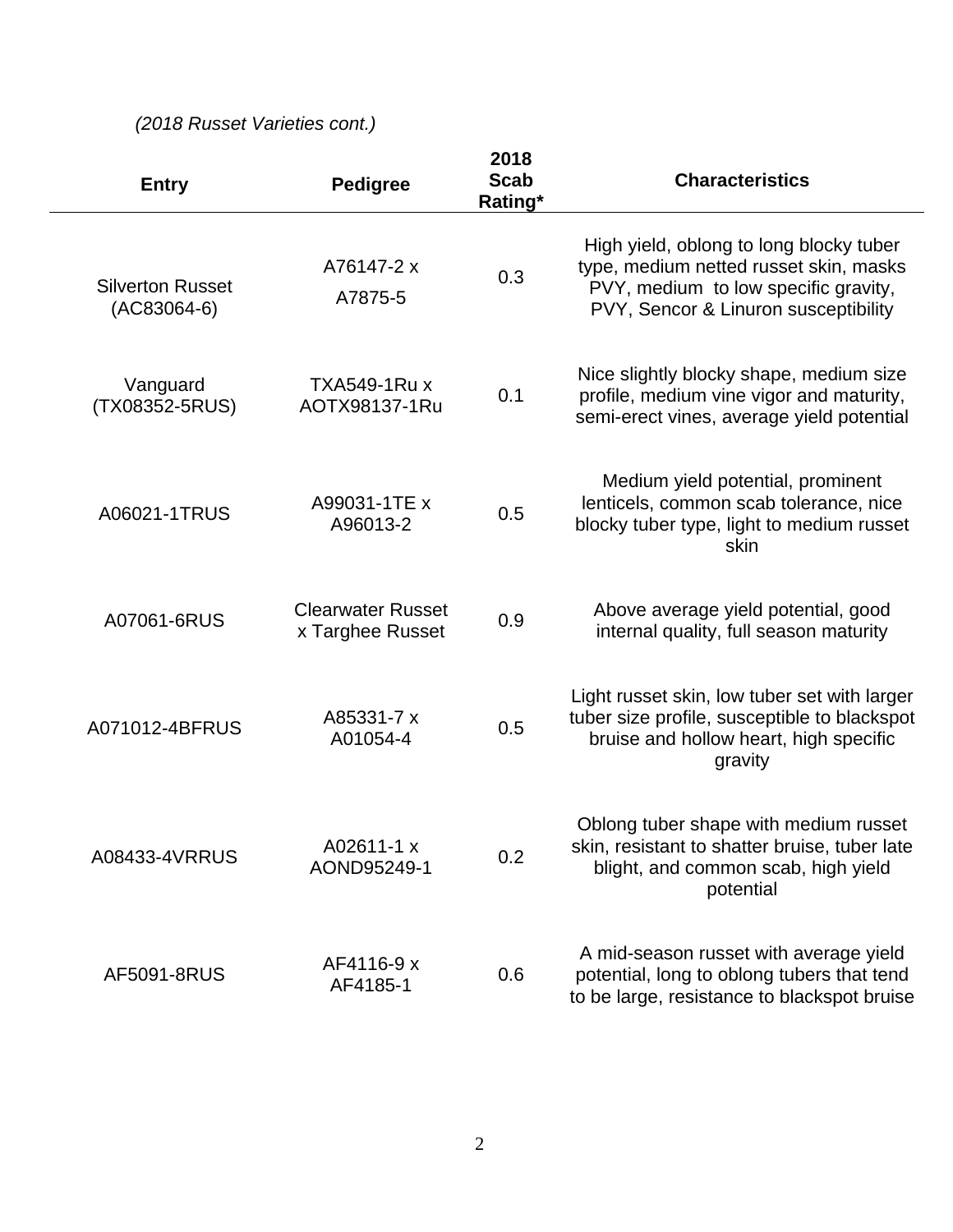*(2018 Russet Varieties cont.)*

| Entry | Pedigree | 2018 Scab Rating* | Characteristics |
|---|---|---|---|
| Silverton Russet (AC83064-6) | A76147-2 x A7875-5 | 0.3 | High yield, oblong to long blocky tuber type, medium netted russet skin, masks PVY, medium to low specific gravity, PVY, Sencor & Linuron susceptibility |
| Vanguard (TX08352-5RUS) | TXA549-1Ru x AOTX98137-1Ru | 0.1 | Nice slightly blocky shape, medium size profile, medium vine vigor and maturity, semi-erect vines, average yield potential |
| A06021-1TRUS | A99031-1TE x A96013-2 | 0.5 | Medium yield potential, prominent lenticels, common scab tolerance, nice blocky tuber type, light to medium russet skin |
| A07061-6RUS | Clearwater Russet x Targhee Russet | 0.9 | Above average yield potential, good internal quality, full season maturity |
| A071012-4BFRUS | A85331-7 x A01054-4 | 0.5 | Light russet skin, low tuber set with larger tuber size profile, susceptible to blackspot bruise and hollow heart, high specific gravity |
| A08433-4VRRUS | A02611-1 x AOND95249-1 | 0.2 | Oblong tuber shape with medium russet skin, resistant to shatter bruise, tuber late blight, and common scab, high yield potential |
| AF5091-8RUS | AF4116-9 x AF4185-1 | 0.6 | A mid-season russet with average yield potential, long to oblong tubers that tend to be large, resistance to blackspot bruise |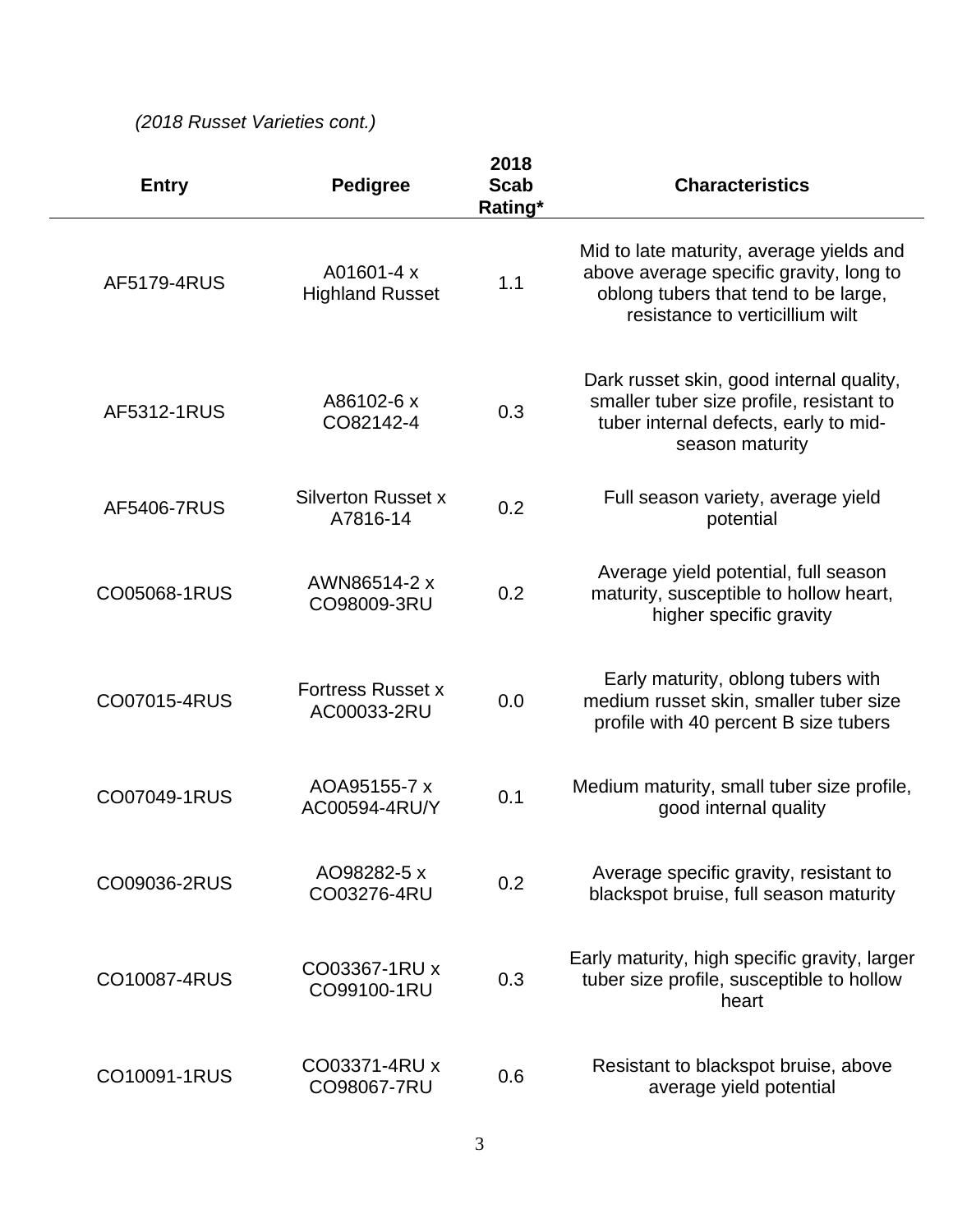*(2018 Russet Varieties cont.)*

| Entry | Pedigree | 2018 Scab Rating* | Characteristics |
|---|---|---|---|
| AF5179-4RUS | A01601-4 x Highland Russet | 1.1 | Mid to late maturity, average yields and above average specific gravity, long to oblong tubers that tend to be large, resistance to verticillium wilt |
| AF5312-1RUS | A86102-6 x CO82142-4 | 0.3 | Dark russet skin, good internal quality, smaller tuber size profile, resistant to tuber internal defects, early to mid-season maturity |
| AF5406-7RUS | Silverton Russet x A7816-14 | 0.2 | Full season variety, average yield potential |
| CO05068-1RUS | AWN86514-2 x CO98009-3RU | 0.2 | Average yield potential, full season maturity, susceptible to hollow heart, higher specific gravity |
| CO07015-4RUS | Fortress Russet x AC00033-2RU | 0.0 | Early maturity, oblong tubers with medium russet skin, smaller tuber size profile with 40 percent B size tubers |
| CO07049-1RUS | AOA95155-7 x AC00594-4RU/Y | 0.1 | Medium maturity, small tuber size profile, good internal quality |
| CO09036-2RUS | AO98282-5 x CO03276-4RU | 0.2 | Average specific gravity, resistant to blackspot bruise, full season maturity |
| CO10087-4RUS | CO03367-1RU x CO99100-1RU | 0.3 | Early maturity, high specific gravity, larger tuber size profile, susceptible to hollow heart |
| CO10091-1RUS | CO03371-4RU x CO98067-7RU | 0.6 | Resistant to blackspot bruise, above average yield potential |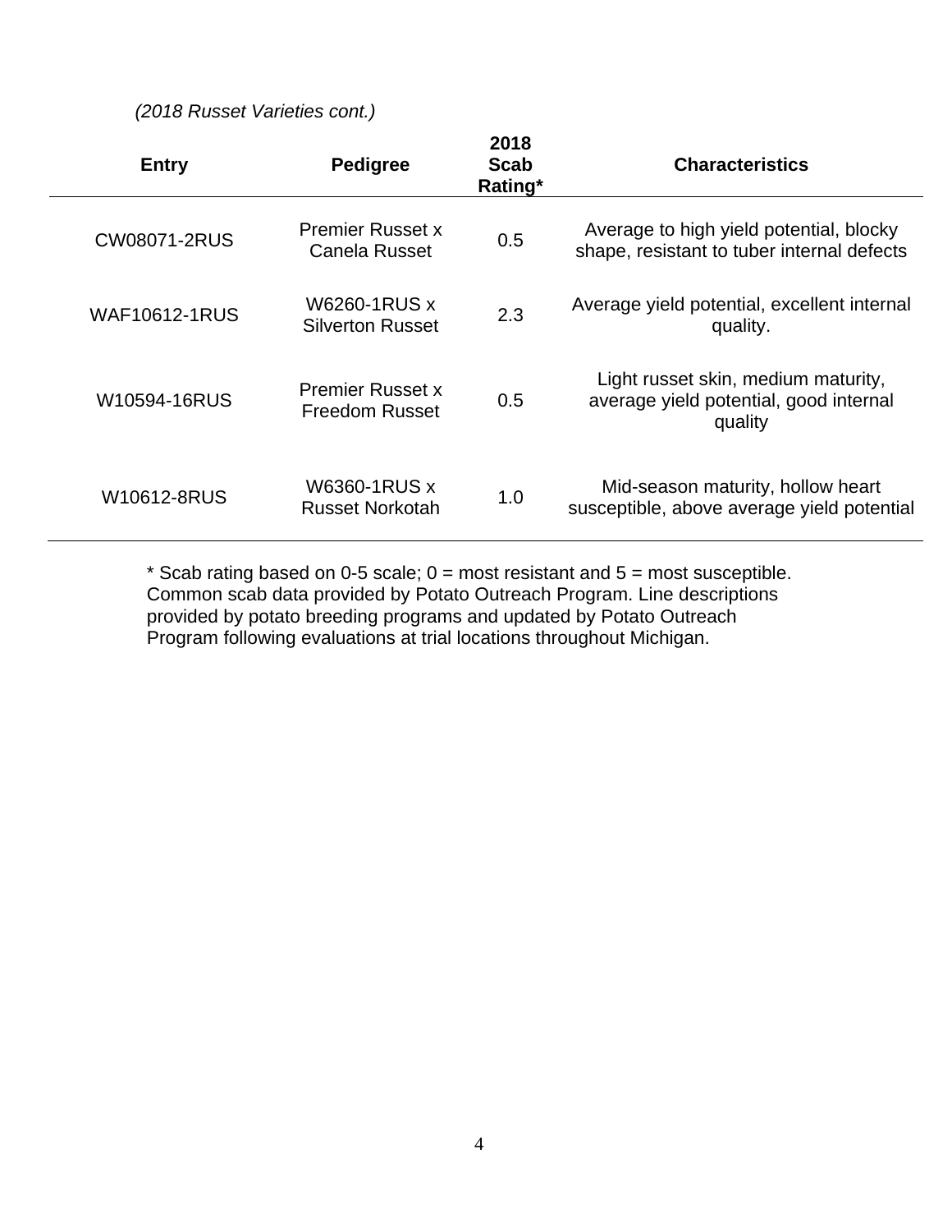*(2018 Russet Varieties cont.)*

| Entry | Pedigree | 2018 Scab Rating* | Characteristics |
|---|---|---|---|
| CW08071-2RUS | Premier Russet x Canela Russet | 0.5 | Average to high yield potential, blocky shape, resistant to tuber internal defects |
| WAF10612-1RUS | W6260-1RUS x Silverton Russet | 2.3 | Average yield potential, excellent internal quality. |
| W10594-16RUS | Premier Russet x Freedom Russet | 0.5 | Light russet skin, medium maturity, average yield potential, good internal quality |
| W10612-8RUS | W6360-1RUS x Russet Norkotah | 1.0 | Mid-season maturity, hollow heart susceptible, above average yield potential |

* Scab rating based on 0-5 scale; 0 = most resistant and 5 = most susceptible. Common scab data provided by Potato Outreach Program. Line descriptions provided by potato breeding programs and updated by Potato Outreach Program following evaluations at trial locations throughout Michigan.